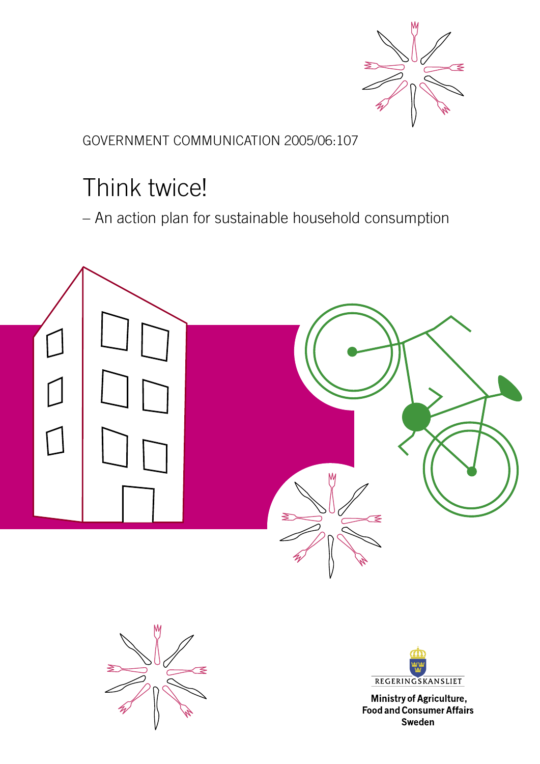GOVERNMENT COMMUNICATION 2005/06:107

# Think twice!

– An action plan for sustainable household consumption

REGERINGSKANSLIET

**Ministry of Agriculture, Food and Consumer Affairs Sweden**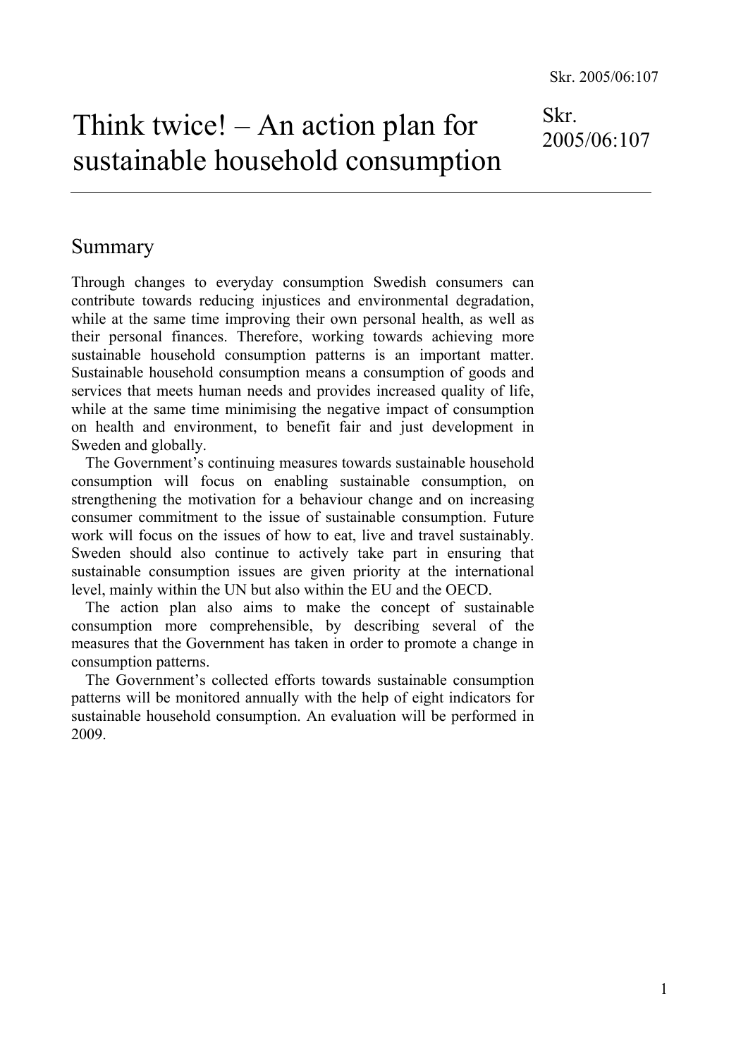# Think twice! – An action plan for sustainable household consumption

Skr. 2005/06:107

## Summary

Through changes to everyday consumption Swedish consumers can contribute towards reducing injustices and environmental degradation, while at the same time improving their own personal health, as well as their personal finances. Therefore, working towards achieving more sustainable household consumption patterns is an important matter. Sustainable household consumption means a consumption of goods and services that meets human needs and provides increased quality of life, while at the same time minimising the negative impact of consumption on health and environment, to benefit fair and just development in Sweden and globally.

The Government's continuing measures towards sustainable household consumption will focus on enabling sustainable consumption, on strengthening the motivation for a behaviour change and on increasing consumer commitment to the issue of sustainable consumption. Future work will focus on the issues of how to eat, live and travel sustainably. Sweden should also continue to actively take part in ensuring that sustainable consumption issues are given priority at the international level, mainly within the UN but also within the EU and the OECD.

The action plan also aims to make the concept of sustainable consumption more comprehensible, by describing several of the measures that the Government has taken in order to promote a change in consumption patterns.

The Government's collected efforts towards sustainable consumption patterns will be monitored annually with the help of eight indicators for sustainable household consumption. An evaluation will be performed in 2009.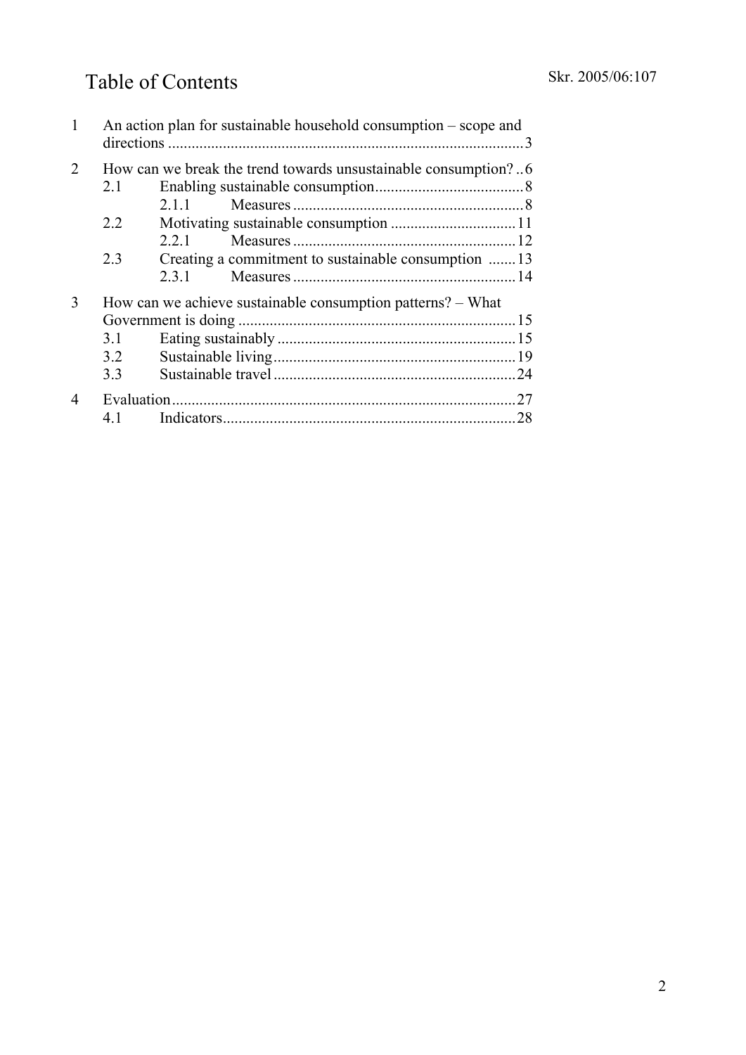# Table of Contents

1 An action plan for sustainable household consumption – scope and directions ..........3

2 How can we break the trend towards unsustainable consumption? ..6

- 2.1 Enabling sustainable consumption ..........8
  - 2.1.1 Measures ..........8
- 2.2 Motivating sustainable consumption ..........11
  - 2.2.1 Measures ..........12
- 2.3 Creating a commitment to sustainable consumption ..........13
  - 2.3.1 Measures ..........14

3 How can we achieve sustainable consumption patterns? – What Government is doing ..........15

- 3.1 Eating sustainably ..........15
- 3.2 Sustainable living ..........19
- 3.3 Sustainable travel ..........24

4 Evaluation ..........27

- 4.1 Indicators ..........28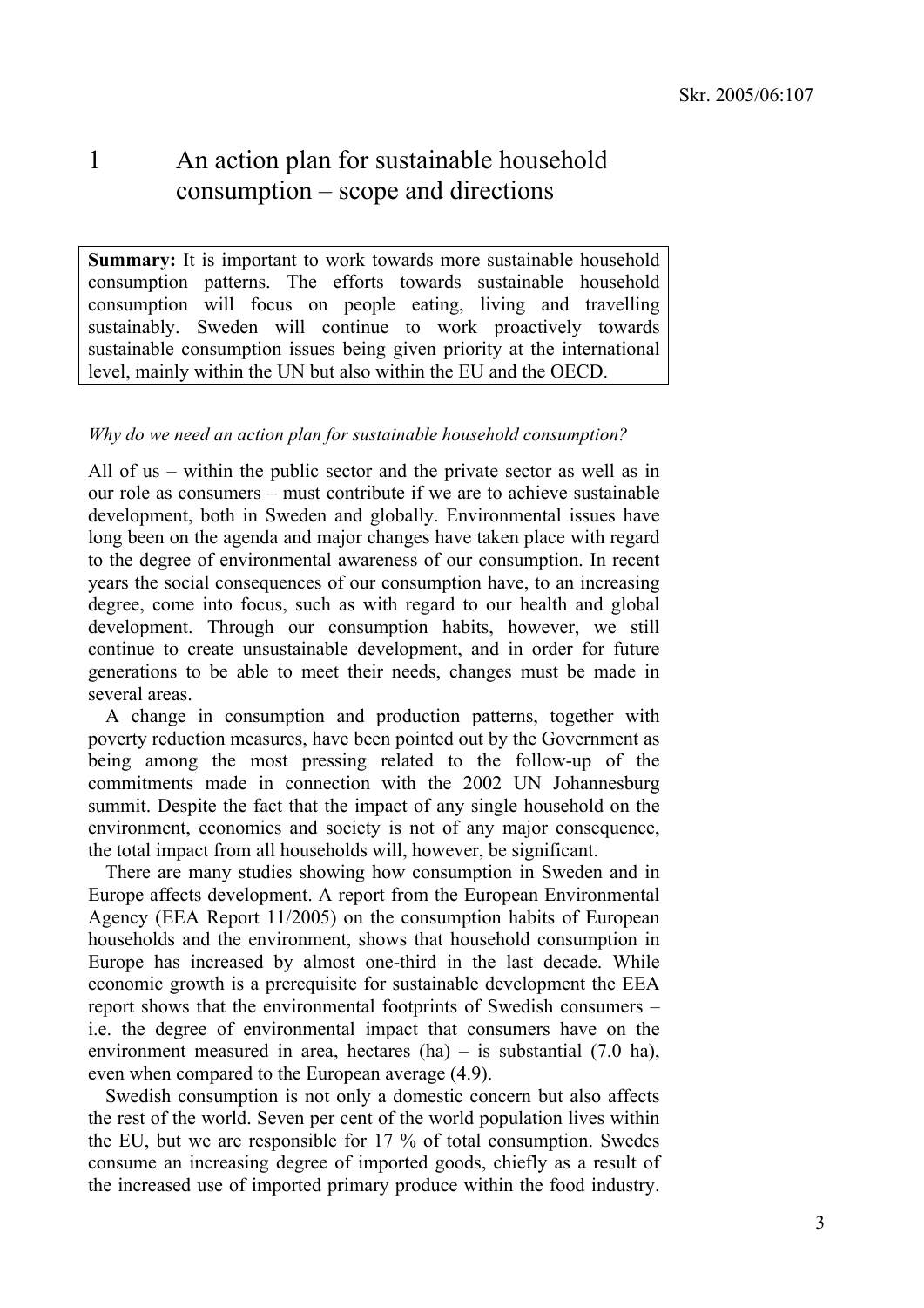# 1 An action plan for sustainable household consumption – scope and directions

**Summary:** It is important to work towards more sustainable household consumption patterns. The efforts towards sustainable household consumption will focus on people eating, living and travelling sustainably. Sweden will continue to work proactively towards sustainable consumption issues being given priority at the international level, mainly within the UN but also within the EU and the OECD.

*Why do we need an action plan for sustainable household consumption?*

All of us – within the public sector and the private sector as well as in our role as consumers – must contribute if we are to achieve sustainable development, both in Sweden and globally. Environmental issues have long been on the agenda and major changes have taken place with regard to the degree of environmental awareness of our consumption. In recent years the social consequences of our consumption have, to an increasing degree, come into focus, such as with regard to our health and global development. Through our consumption habits, however, we still continue to create unsustainable development, and in order for future generations to be able to meet their needs, changes must be made in several areas.

A change in consumption and production patterns, together with poverty reduction measures, have been pointed out by the Government as being among the most pressing related to the follow-up of the commitments made in connection with the 2002 UN Johannesburg summit. Despite the fact that the impact of any single household on the environment, economics and society is not of any major consequence, the total impact from all households will, however, be significant.

There are many studies showing how consumption in Sweden and in Europe affects development. A report from the European Environmental Agency (EEA Report 11/2005) on the consumption habits of European households and the environment, shows that household consumption in Europe has increased by almost one-third in the last decade. While economic growth is a prerequisite for sustainable development the EEA report shows that the environmental footprints of Swedish consumers – i.e. the degree of environmental impact that consumers have on the environment measured in area, hectares (ha) – is substantial (7.0 ha), even when compared to the European average (4.9).

Swedish consumption is not only a domestic concern but also affects the rest of the world. Seven per cent of the world population lives within the EU, but we are responsible for 17 % of total consumption. Swedes consume an increasing degree of imported goods, chiefly as a result of the increased use of imported primary produce within the food industry.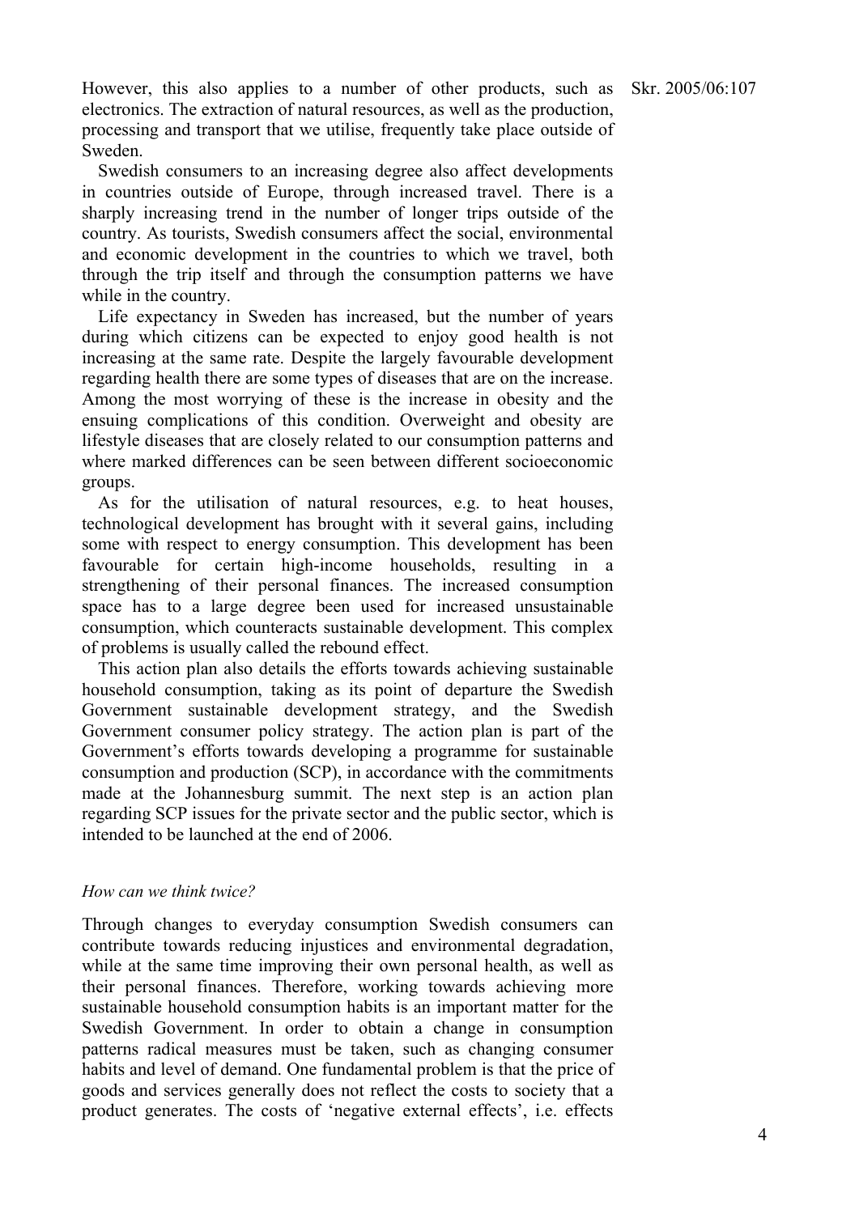However, this also applies to a number of other products, such as electronics. The extraction of natural resources, as well as the production, processing and transport that we utilise, frequently take place outside of Sweden.

Swedish consumers to an increasing degree also affect developments in countries outside of Europe, through increased travel. There is a sharply increasing trend in the number of longer trips outside of the country. As tourists, Swedish consumers affect the social, environmental and economic development in the countries to which we travel, both through the trip itself and through the consumption patterns we have while in the country.

Life expectancy in Sweden has increased, but the number of years during which citizens can be expected to enjoy good health is not increasing at the same rate. Despite the largely favourable development regarding health there are some types of diseases that are on the increase. Among the most worrying of these is the increase in obesity and the ensuing complications of this condition. Overweight and obesity are lifestyle diseases that are closely related to our consumption patterns and where marked differences can be seen between different socioeconomic groups.

As for the utilisation of natural resources, e.g. to heat houses, technological development has brought with it several gains, including some with respect to energy consumption. This development has been favourable for certain high-income households, resulting in a strengthening of their personal finances. The increased consumption space has to a large degree been used for increased unsustainable consumption, which counteracts sustainable development. This complex of problems is usually called the rebound effect.

This action plan also details the efforts towards achieving sustainable household consumption, taking as its point of departure the Swedish Government sustainable development strategy, and the Swedish Government consumer policy strategy. The action plan is part of the Government's efforts towards developing a programme for sustainable consumption and production (SCP), in accordance with the commitments made at the Johannesburg summit. The next step is an action plan regarding SCP issues for the private sector and the public sector, which is intended to be launched at the end of 2006.

*How can we think twice?*

Through changes to everyday consumption Swedish consumers can contribute towards reducing injustices and environmental degradation, while at the same time improving their own personal health, as well as their personal finances. Therefore, working towards achieving more sustainable household consumption habits is an important matter for the Swedish Government. In order to obtain a change in consumption patterns radical measures must be taken, such as changing consumer habits and level of demand. One fundamental problem is that the price of goods and services generally does not reflect the costs to society that a product generates. The costs of 'negative external effects', i.e. effects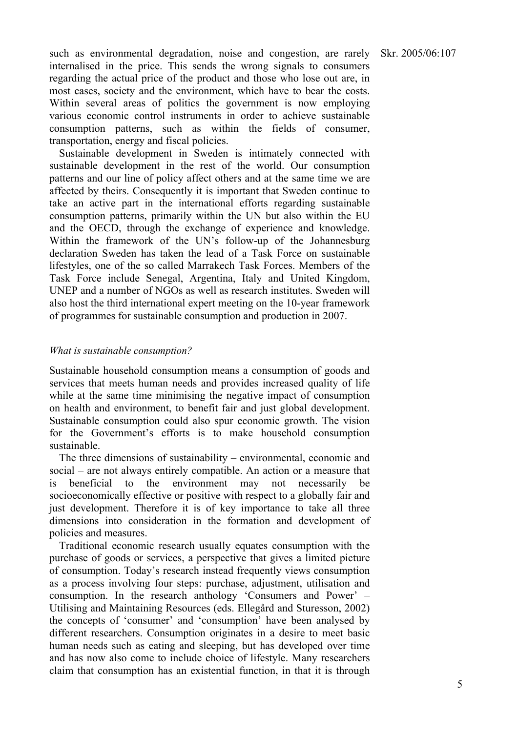such as environmental degradation, noise and congestion, are rarely internalised in the price. This sends the wrong signals to consumers regarding the actual price of the product and those who lose out are, in most cases, society and the environment, which have to bear the costs. Within several areas of politics the government is now employing various economic control instruments in order to achieve sustainable consumption patterns, such as within the fields of consumer, transportation, energy and fiscal policies.

Sustainable development in Sweden is intimately connected with sustainable development in the rest of the world. Our consumption patterns and our line of policy affect others and at the same time we are affected by theirs. Consequently it is important that Sweden continue to take an active part in the international efforts regarding sustainable consumption patterns, primarily within the UN but also within the EU and the OECD, through the exchange of experience and knowledge. Within the framework of the UN's follow-up of the Johannesburg declaration Sweden has taken the lead of a Task Force on sustainable lifestyles, one of the so called Marrakech Task Forces. Members of the Task Force include Senegal, Argentina, Italy and United Kingdom, UNEP and a number of NGOs as well as research institutes. Sweden will also host the third international expert meeting on the 10-year framework of programmes for sustainable consumption and production in 2007.

*What is sustainable consumption?*

Sustainable household consumption means a consumption of goods and services that meets human needs and provides increased quality of life while at the same time minimising the negative impact of consumption on health and environment, to benefit fair and just global development. Sustainable consumption could also spur economic growth. The vision for the Government's efforts is to make household consumption sustainable.

The three dimensions of sustainability – environmental, economic and social – are not always entirely compatible. An action or a measure that is beneficial to the environment may not necessarily be socioeconomically effective or positive with respect to a globally fair and just development. Therefore it is of key importance to take all three dimensions into consideration in the formation and development of policies and measures.

Traditional economic research usually equates consumption with the purchase of goods or services, a perspective that gives a limited picture of consumption. Today's research instead frequently views consumption as a process involving four steps: purchase, adjustment, utilisation and consumption. In the research anthology 'Consumers and Power' – Utilising and Maintaining Resources (eds. Ellegård and Sturesson, 2002) the concepts of 'consumer' and 'consumption' have been analysed by different researchers. Consumption originates in a desire to meet basic human needs such as eating and sleeping, but has developed over time and has now also come to include choice of lifestyle. Many researchers claim that consumption has an existential function, in that it is through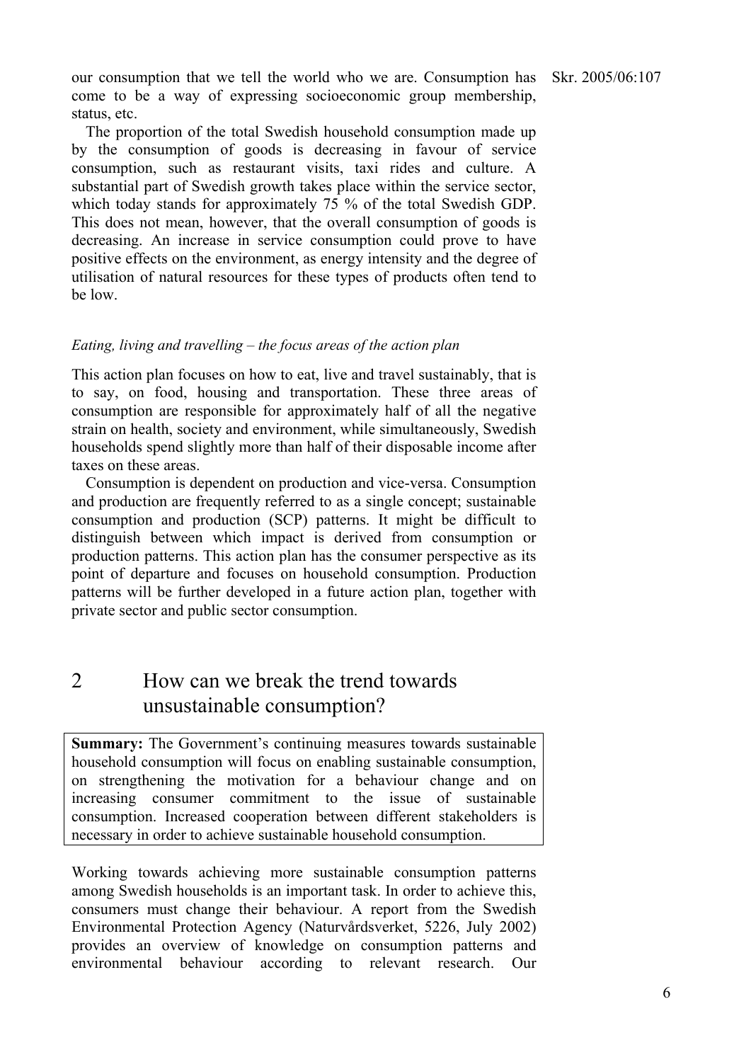our consumption that we tell the world who we are. Consumption has come to be a way of expressing socioeconomic group membership, status, etc.

The proportion of the total Swedish household consumption made up by the consumption of goods is decreasing in favour of service consumption, such as restaurant visits, taxi rides and culture. A substantial part of Swedish growth takes place within the service sector, which today stands for approximately 75 % of the total Swedish GDP. This does not mean, however, that the overall consumption of goods is decreasing. An increase in service consumption could prove to have positive effects on the environment, as energy intensity and the degree of utilisation of natural resources for these types of products often tend to be low.

*Eating, living and travelling – the focus areas of the action plan*

This action plan focuses on how to eat, live and travel sustainably, that is to say, on food, housing and transportation. These three areas of consumption are responsible for approximately half of all the negative strain on health, society and environment, while simultaneously, Swedish households spend slightly more than half of their disposable income after taxes on these areas.

Consumption is dependent on production and vice-versa. Consumption and production are frequently referred to as a single concept; sustainable consumption and production (SCP) patterns. It might be difficult to distinguish between which impact is derived from consumption or production patterns. This action plan has the consumer perspective as its point of departure and focuses on household consumption. Production patterns will be further developed in a future action plan, together with private sector and public sector consumption.

# 2 How can we break the trend towards unsustainable consumption?

**Summary:** The Government's continuing measures towards sustainable household consumption will focus on enabling sustainable consumption, on strengthening the motivation for a behaviour change and on increasing consumer commitment to the issue of sustainable consumption. Increased cooperation between different stakeholders is necessary in order to achieve sustainable household consumption.

Working towards achieving more sustainable consumption patterns among Swedish households is an important task. In order to achieve this, consumers must change their behaviour. A report from the Swedish Environmental Protection Agency (Naturvårdsverket, 5226, July 2002) provides an overview of knowledge on consumption patterns and environmental behaviour according to relevant research. Our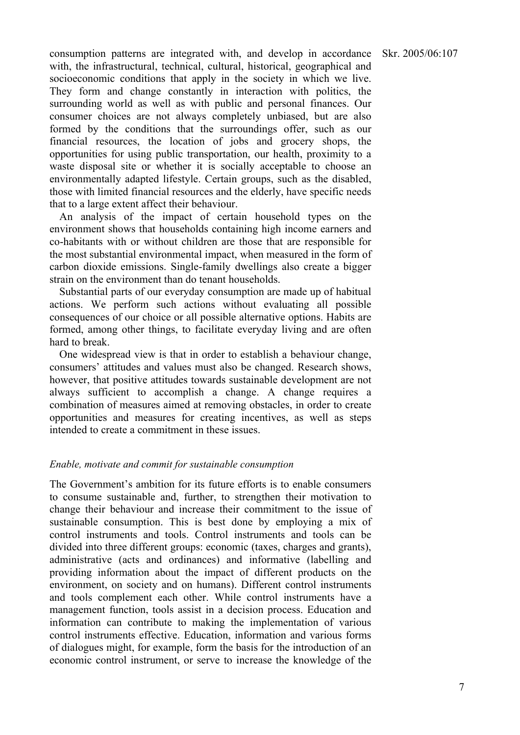consumption patterns are integrated with, and develop in accordance with, the infrastructural, technical, cultural, historical, geographical and socioeconomic conditions that apply in the society in which we live. They form and change constantly in interaction with politics, the surrounding world as well as with public and personal finances. Our consumer choices are not always completely unbiased, but are also formed by the conditions that the surroundings offer, such as our financial resources, the location of jobs and grocery shops, the opportunities for using public transportation, our health, proximity to a waste disposal site or whether it is socially acceptable to choose an environmentally adapted lifestyle. Certain groups, such as the disabled, those with limited financial resources and the elderly, have specific needs that to a large extent affect their behaviour.

An analysis of the impact of certain household types on the environment shows that households containing high income earners and co-habitants with or without children are those that are responsible for the most substantial environmental impact, when measured in the form of carbon dioxide emissions. Single-family dwellings also create a bigger strain on the environment than do tenant households.

Substantial parts of our everyday consumption are made up of habitual actions. We perform such actions without evaluating all possible consequences of our choice or all possible alternative options. Habits are formed, among other things, to facilitate everyday living and are often hard to break.

One widespread view is that in order to establish a behaviour change, consumers' attitudes and values must also be changed. Research shows, however, that positive attitudes towards sustainable development are not always sufficient to accomplish a change. A change requires a combination of measures aimed at removing obstacles, in order to create opportunities and measures for creating incentives, as well as steps intended to create a commitment in these issues.

*Enable, motivate and commit for sustainable consumption*

The Government's ambition for its future efforts is to enable consumers to consume sustainable and, further, to strengthen their motivation to change their behaviour and increase their commitment to the issue of sustainable consumption. This is best done by employing a mix of control instruments and tools. Control instruments and tools can be divided into three different groups: economic (taxes, charges and grants), administrative (acts and ordinances) and informative (labelling and providing information about the impact of different products on the environment, on society and on humans). Different control instruments and tools complement each other. While control instruments have a management function, tools assist in a decision process. Education and information can contribute to making the implementation of various control instruments effective. Education, information and various forms of dialogues might, for example, form the basis for the introduction of an economic control instrument, or serve to increase the knowledge of the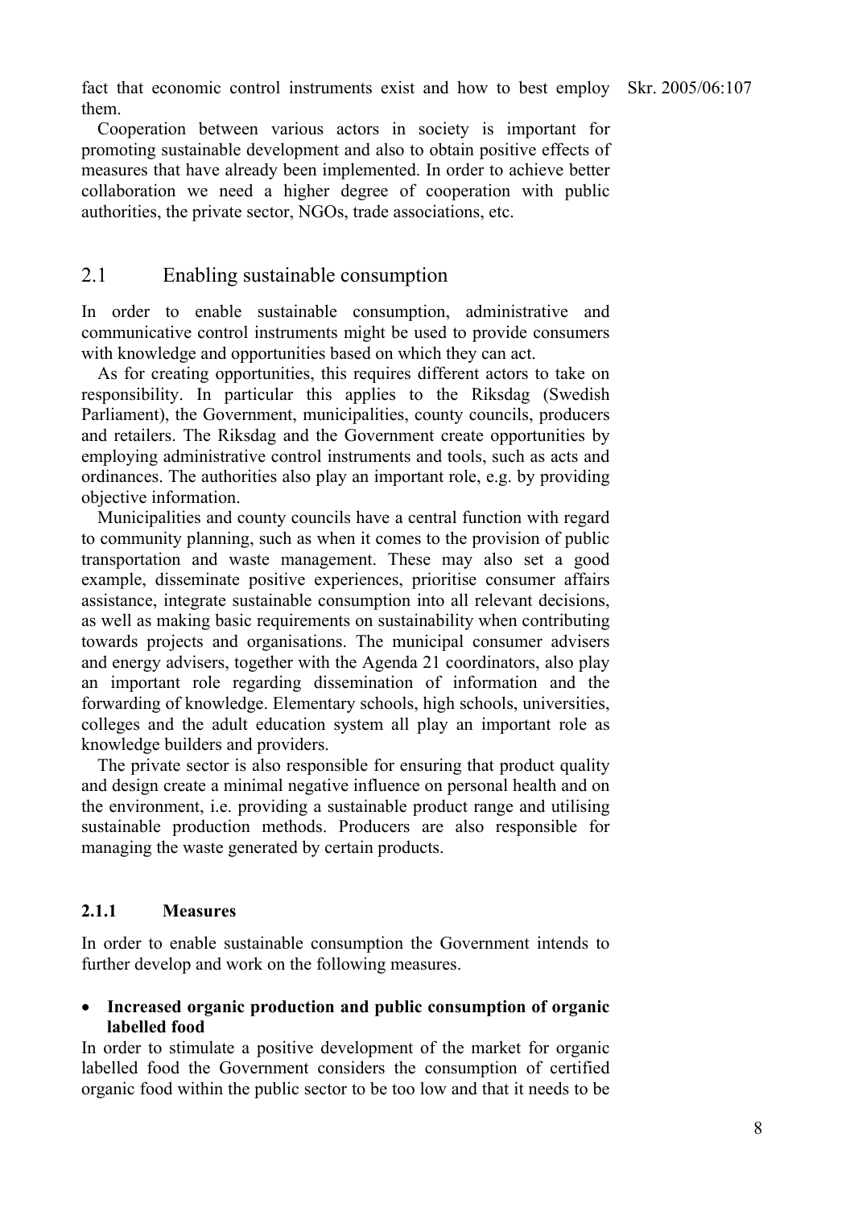fact that economic control instruments exist and how to best employ them.

Cooperation between various actors in society is important for promoting sustainable development and also to obtain positive effects of measures that have already been implemented. In order to achieve better collaboration we need a higher degree of cooperation with public authorities, the private sector, NGOs, trade associations, etc.

## 2.1 Enabling sustainable consumption

In order to enable sustainable consumption, administrative and communicative control instruments might be used to provide consumers with knowledge and opportunities based on which they can act.

As for creating opportunities, this requires different actors to take on responsibility. In particular this applies to the Riksdag (Swedish Parliament), the Government, municipalities, county councils, producers and retailers. The Riksdag and the Government create opportunities by employing administrative control instruments and tools, such as acts and ordinances. The authorities also play an important role, e.g. by providing objective information.

Municipalities and county councils have a central function with regard to community planning, such as when it comes to the provision of public transportation and waste management. These may also set a good example, disseminate positive experiences, prioritise consumer affairs assistance, integrate sustainable consumption into all relevant decisions, as well as making basic requirements on sustainability when contributing towards projects and organisations. The municipal consumer advisers and energy advisers, together with the Agenda 21 coordinators, also play an important role regarding dissemination of information and the forwarding of knowledge. Elementary schools, high schools, universities, colleges and the adult education system all play an important role as knowledge builders and providers.

The private sector is also responsible for ensuring that product quality and design create a minimal negative influence on personal health and on the environment, i.e. providing a sustainable product range and utilising sustainable production methods. Producers are also responsible for managing the waste generated by certain products.

### 2.1.1 Measures

In order to enable sustainable consumption the Government intends to further develop and work on the following measures.

- **Increased organic production and public consumption of organic labelled food**

In order to stimulate a positive development of the market for organic labelled food the Government considers the consumption of certified organic food within the public sector to be too low and that it needs to be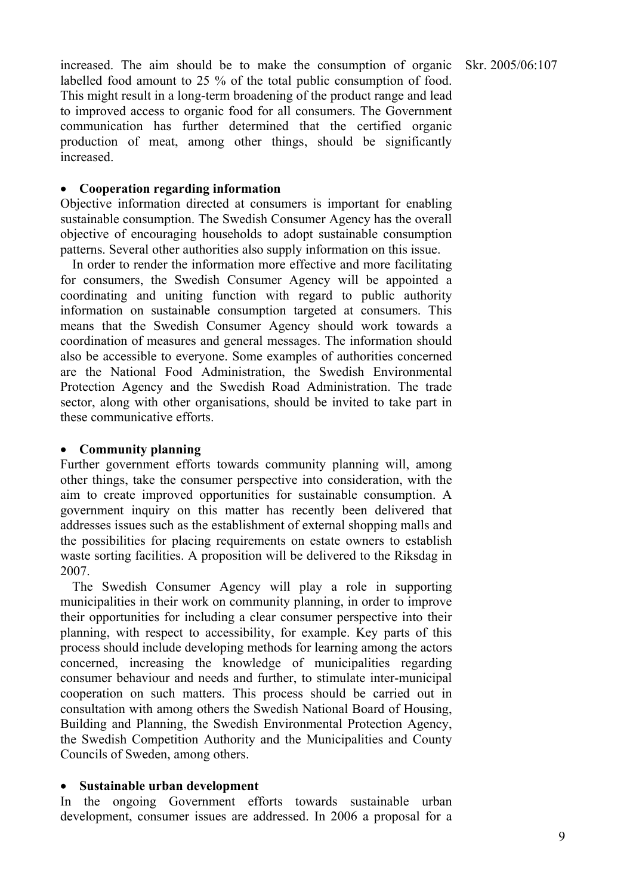increased. The aim should be to make the consumption of organic labelled food amount to 25 % of the total public consumption of food. This might result in a long-term broadening of the product range and lead to improved access to organic food for all consumers. The Government communication has further determined that the certified organic production of meat, among other things, should be significantly increased.

- **Cooperation regarding information**

Objective information directed at consumers is important for enabling sustainable consumption. The Swedish Consumer Agency has the overall objective of encouraging households to adopt sustainable consumption patterns. Several other authorities also supply information on this issue.

In order to render the information more effective and more facilitating for consumers, the Swedish Consumer Agency will be appointed a coordinating and uniting function with regard to public authority information on sustainable consumption targeted at consumers. This means that the Swedish Consumer Agency should work towards a coordination of measures and general messages. The information should also be accessible to everyone. Some examples of authorities concerned are the National Food Administration, the Swedish Environmental Protection Agency and the Swedish Road Administration. The trade sector, along with other organisations, should be invited to take part in these communicative efforts.

- **Community planning**

Further government efforts towards community planning will, among other things, take the consumer perspective into consideration, with the aim to create improved opportunities for sustainable consumption. A government inquiry on this matter has recently been delivered that addresses issues such as the establishment of external shopping malls and the possibilities for placing requirements on estate owners to establish waste sorting facilities. A proposition will be delivered to the Riksdag in 2007.

The Swedish Consumer Agency will play a role in supporting municipalities in their work on community planning, in order to improve their opportunities for including a clear consumer perspective into their planning, with respect to accessibility, for example. Key parts of this process should include developing methods for learning among the actors concerned, increasing the knowledge of municipalities regarding consumer behaviour and needs and further, to stimulate inter-municipal cooperation on such matters. This process should be carried out in consultation with among others the Swedish National Board of Housing, Building and Planning, the Swedish Environmental Protection Agency, the Swedish Competition Authority and the Municipalities and County Councils of Sweden, among others.

- **Sustainable urban development**

In the ongoing Government efforts towards sustainable urban development, consumer issues are addressed. In 2006 a proposal for a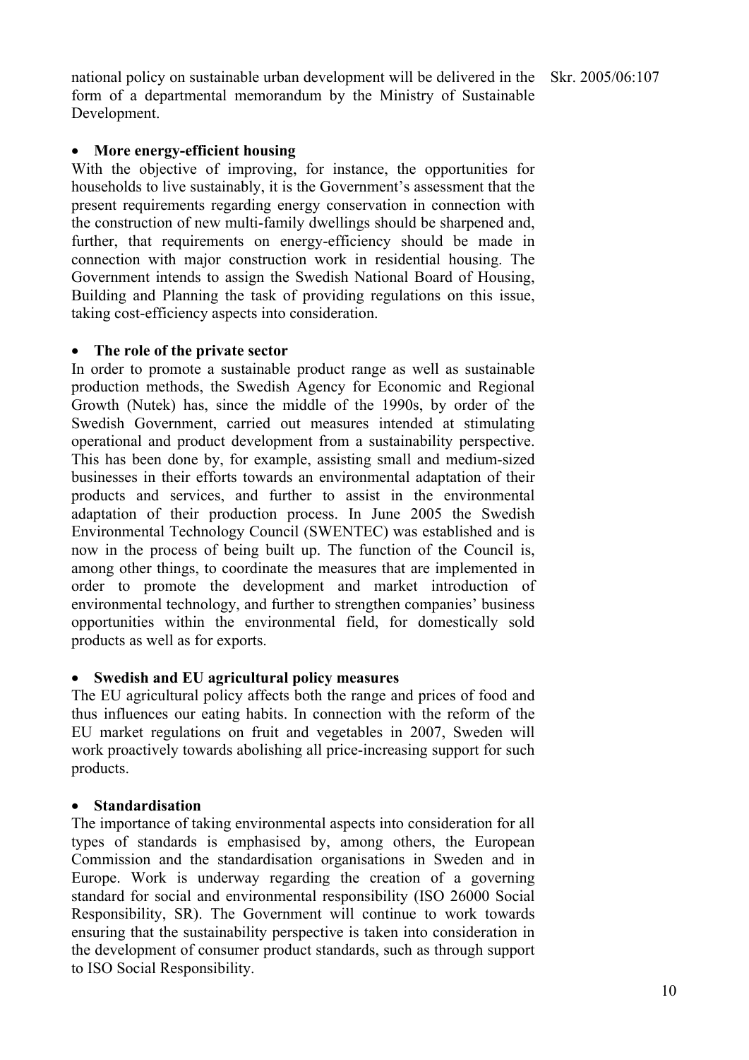national policy on sustainable urban development will be delivered in the form of a departmental memorandum by the Ministry of Sustainable Development.

- **More energy-efficient housing**

With the objective of improving, for instance, the opportunities for households to live sustainably, it is the Government's assessment that the present requirements regarding energy conservation in connection with the construction of new multi-family dwellings should be sharpened and, further, that requirements on energy-efficiency should be made in connection with major construction work in residential housing. The Government intends to assign the Swedish National Board of Housing, Building and Planning the task of providing regulations on this issue, taking cost-efficiency aspects into consideration.

- **The role of the private sector**

In order to promote a sustainable product range as well as sustainable production methods, the Swedish Agency for Economic and Regional Growth (Nutek) has, since the middle of the 1990s, by order of the Swedish Government, carried out measures intended at stimulating operational and product development from a sustainability perspective. This has been done by, for example, assisting small and medium-sized businesses in their efforts towards an environmental adaptation of their products and services, and further to assist in the environmental adaptation of their production process. In June 2005 the Swedish Environmental Technology Council (SWENTEC) was established and is now in the process of being built up. The function of the Council is, among other things, to coordinate the measures that are implemented in order to promote the development and market introduction of environmental technology, and further to strengthen companies' business opportunities within the environmental field, for domestically sold products as well as for exports.

- **Swedish and EU agricultural policy measures**

The EU agricultural policy affects both the range and prices of food and thus influences our eating habits. In connection with the reform of the EU market regulations on fruit and vegetables in 2007, Sweden will work proactively towards abolishing all price-increasing support for such products.

- **Standardisation**

The importance of taking environmental aspects into consideration for all types of standards is emphasised by, among others, the European Commission and the standardisation organisations in Sweden and in Europe. Work is underway regarding the creation of a governing standard for social and environmental responsibility (ISO 26000 Social Responsibility, SR). The Government will continue to work towards ensuring that the sustainability perspective is taken into consideration in the development of consumer product standards, such as through support to ISO Social Responsibility.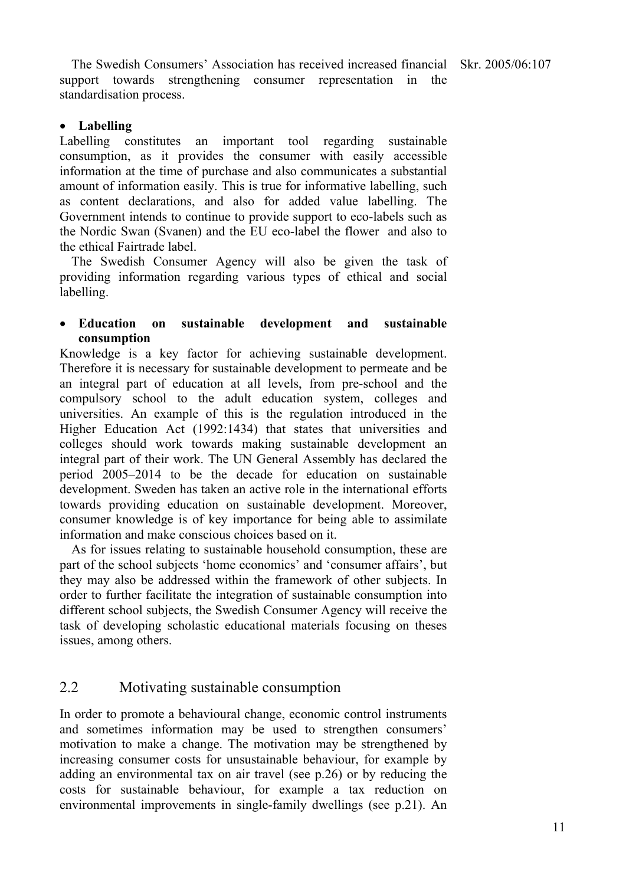The Swedish Consumers' Association has received increased financial support towards strengthening consumer representation in the standardisation process.

- **Labelling**

Labelling constitutes an important tool regarding sustainable consumption, as it provides the consumer with easily accessible information at the time of purchase and also communicates a substantial amount of information easily. This is true for informative labelling, such as content declarations, and also for added value labelling. The Government intends to continue to provide support to eco-labels such as the Nordic Swan (Svanen) and the EU eco-label the flower and also to the ethical Fairtrade label.

The Swedish Consumer Agency will also be given the task of providing information regarding various types of ethical and social labelling.

- **Education on sustainable development and sustainable consumption**

Knowledge is a key factor for achieving sustainable development. Therefore it is necessary for sustainable development to permeate and be an integral part of education at all levels, from pre-school and the compulsory school to the adult education system, colleges and universities. An example of this is the regulation introduced in the Higher Education Act (1992:1434) that states that universities and colleges should work towards making sustainable development an integral part of their work. The UN General Assembly has declared the period 2005–2014 to be the decade for education on sustainable development. Sweden has taken an active role in the international efforts towards providing education on sustainable development. Moreover, consumer knowledge is of key importance for being able to assimilate information and make conscious choices based on it.

As for issues relating to sustainable household consumption, these are part of the school subjects 'home economics' and 'consumer affairs', but they may also be addressed within the framework of other subjects. In order to further facilitate the integration of sustainable consumption into different school subjects, the Swedish Consumer Agency will receive the task of developing scholastic educational materials focusing on theses issues, among others.

## 2.2 Motivating sustainable consumption

In order to promote a behavioural change, economic control instruments and sometimes information may be used to strengthen consumers' motivation to make a change. The motivation may be strengthened by increasing consumer costs for unsustainable behaviour, for example by adding an environmental tax on air travel (see p.26) or by reducing the costs for sustainable behaviour, for example a tax reduction on environmental improvements in single-family dwellings (see p.21). An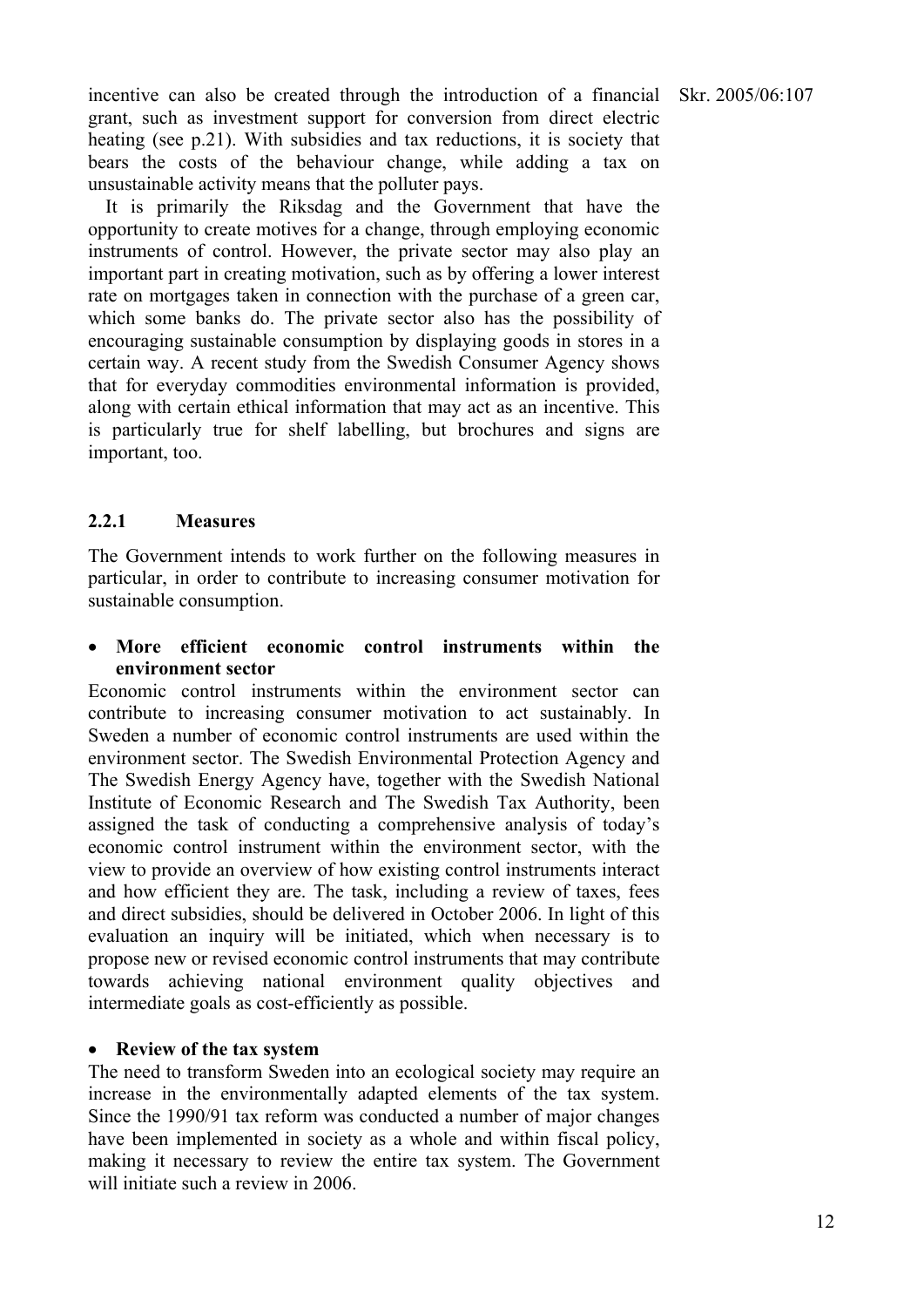incentive can also be created through the introduction of a financial grant, such as investment support for conversion from direct electric heating (see p.21). With subsidies and tax reductions, it is society that bears the costs of the behaviour change, while adding a tax on unsustainable activity means that the polluter pays.

It is primarily the Riksdag and the Government that have the opportunity to create motives for a change, through employing economic instruments of control. However, the private sector may also play an important part in creating motivation, such as by offering a lower interest rate on mortgages taken in connection with the purchase of a green car, which some banks do. The private sector also has the possibility of encouraging sustainable consumption by displaying goods in stores in a certain way. A recent study from the Swedish Consumer Agency shows that for everyday commodities environmental information is provided, along with certain ethical information that may act as an incentive. This is particularly true for shelf labelling, but brochures and signs are important, too.

### 2.2.1 Measures

The Government intends to work further on the following measures in particular, in order to contribute to increasing consumer motivation for sustainable consumption.

- **More efficient economic control instruments within the environment sector**

Economic control instruments within the environment sector can contribute to increasing consumer motivation to act sustainably. In Sweden a number of economic control instruments are used within the environment sector. The Swedish Environmental Protection Agency and The Swedish Energy Agency have, together with the Swedish National Institute of Economic Research and The Swedish Tax Authority, been assigned the task of conducting a comprehensive analysis of today's economic control instrument within the environment sector, with the view to provide an overview of how existing control instruments interact and how efficient they are. The task, including a review of taxes, fees and direct subsidies, should be delivered in October 2006. In light of this evaluation an inquiry will be initiated, which when necessary is to propose new or revised economic control instruments that may contribute towards achieving national environment quality objectives and intermediate goals as cost-efficiently as possible.

- **Review of the tax system**

The need to transform Sweden into an ecological society may require an increase in the environmentally adapted elements of the tax system. Since the 1990/91 tax reform was conducted a number of major changes have been implemented in society as a whole and within fiscal policy, making it necessary to review the entire tax system. The Government will initiate such a review in 2006.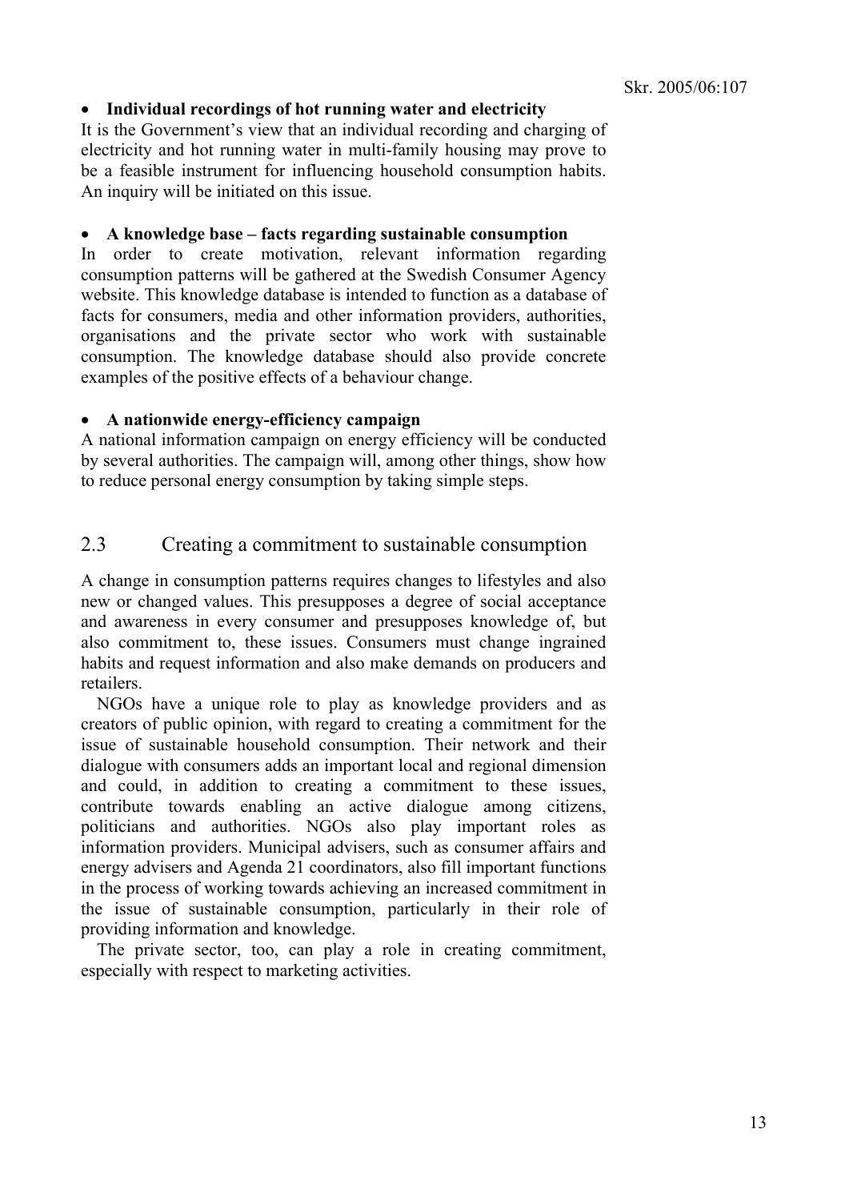- **Individual recordings of hot running water and electricity**

It is the Government's view that an individual recording and charging of electricity and hot running water in multi-family housing may prove to be a feasible instrument for influencing household consumption habits. An inquiry will be initiated on this issue.

- **A knowledge base – facts regarding sustainable consumption**

In order to create motivation, relevant information regarding consumption patterns will be gathered at the Swedish Consumer Agency website. This knowledge database is intended to function as a database of facts for consumers, media and other information providers, authorities, organisations and the private sector who work with sustainable consumption. The knowledge database should also provide concrete examples of the positive effects of a behaviour change.

- **A nationwide energy-efficiency campaign**

A national information campaign on energy efficiency will be conducted by several authorities. The campaign will, among other things, show how to reduce personal energy consumption by taking simple steps.

## 2.3 Creating a commitment to sustainable consumption

A change in consumption patterns requires changes to lifestyles and also new or changed values. This presupposes a degree of social acceptance and awareness in every consumer and presupposes knowledge of, but also commitment to, these issues. Consumers must change ingrained habits and request information and also make demands on producers and retailers.

NGOs have a unique role to play as knowledge providers and as creators of public opinion, with regard to creating a commitment for the issue of sustainable household consumption. Their network and their dialogue with consumers adds an important local and regional dimension and could, in addition to creating a commitment to these issues, contribute towards enabling an active dialogue among citizens, politicians and authorities. NGOs also play important roles as information providers. Municipal advisers, such as consumer affairs and energy advisers and Agenda 21 coordinators, also fill important functions in the process of working towards achieving an increased commitment in the issue of sustainable consumption, particularly in their role of providing information and knowledge.

The private sector, too, can play a role in creating commitment, especially with respect to marketing activities.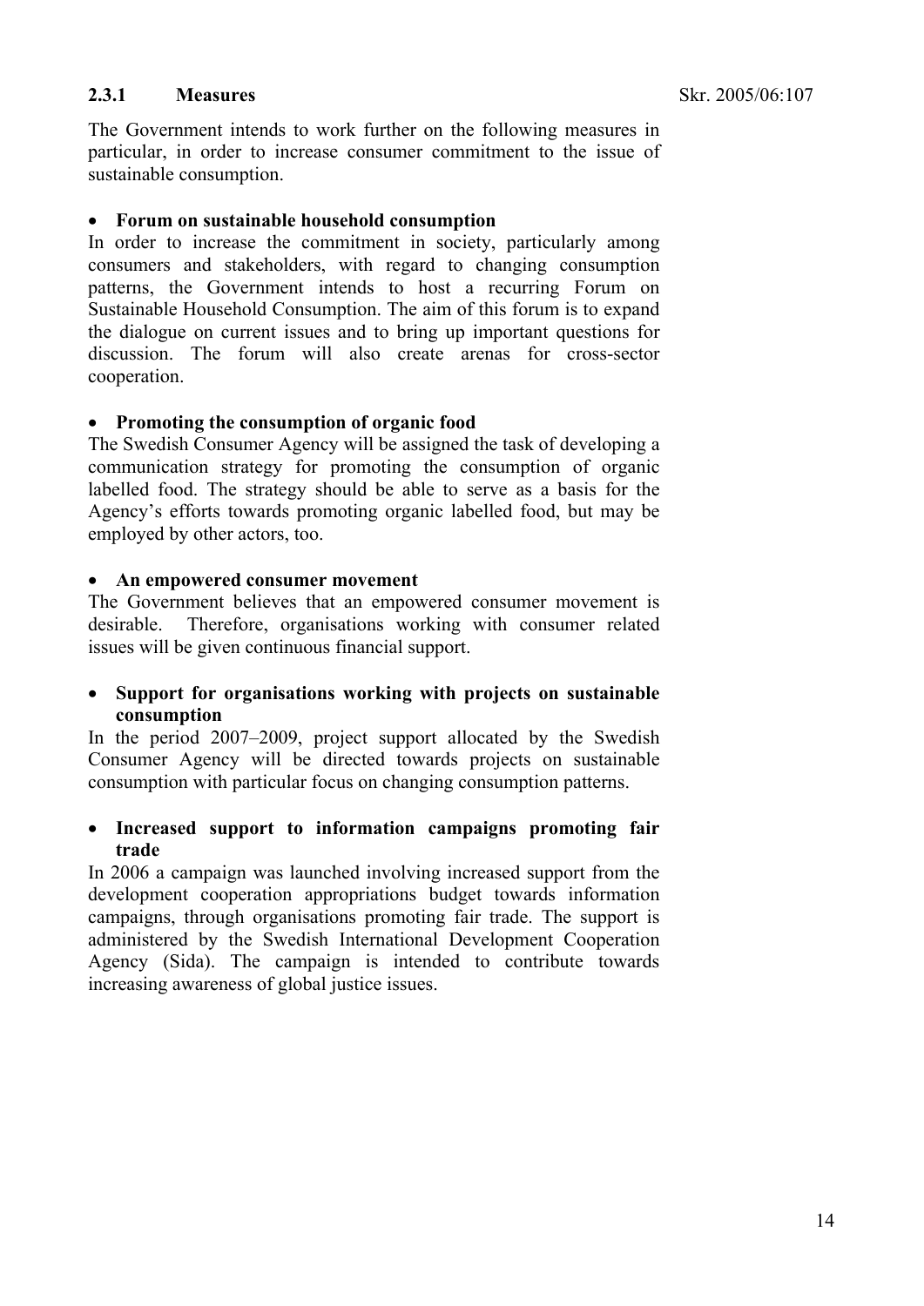### 2.3.1 Measures

The Government intends to work further on the following measures in particular, in order to increase consumer commitment to the issue of sustainable consumption.

- **Forum on sustainable household consumption**

In order to increase the commitment in society, particularly among consumers and stakeholders, with regard to changing consumption patterns, the Government intends to host a recurring Forum on Sustainable Household Consumption. The aim of this forum is to expand the dialogue on current issues and to bring up important questions for discussion. The forum will also create arenas for cross-sector cooperation.

- **Promoting the consumption of organic food**

The Swedish Consumer Agency will be assigned the task of developing a communication strategy for promoting the consumption of organic labelled food. The strategy should be able to serve as a basis for the Agency's efforts towards promoting organic labelled food, but may be employed by other actors, too.

- **An empowered consumer movement**

The Government believes that an empowered consumer movement is desirable. Therefore, organisations working with consumer related issues will be given continuous financial support.

- **Support for organisations working with projects on sustainable consumption**

In the period 2007–2009, project support allocated by the Swedish Consumer Agency will be directed towards projects on sustainable consumption with particular focus on changing consumption patterns.

- **Increased support to information campaigns promoting fair trade**

In 2006 a campaign was launched involving increased support from the development cooperation appropriations budget towards information campaigns, through organisations promoting fair trade. The support is administered by the Swedish International Development Cooperation Agency (Sida). The campaign is intended to contribute towards increasing awareness of global justice issues.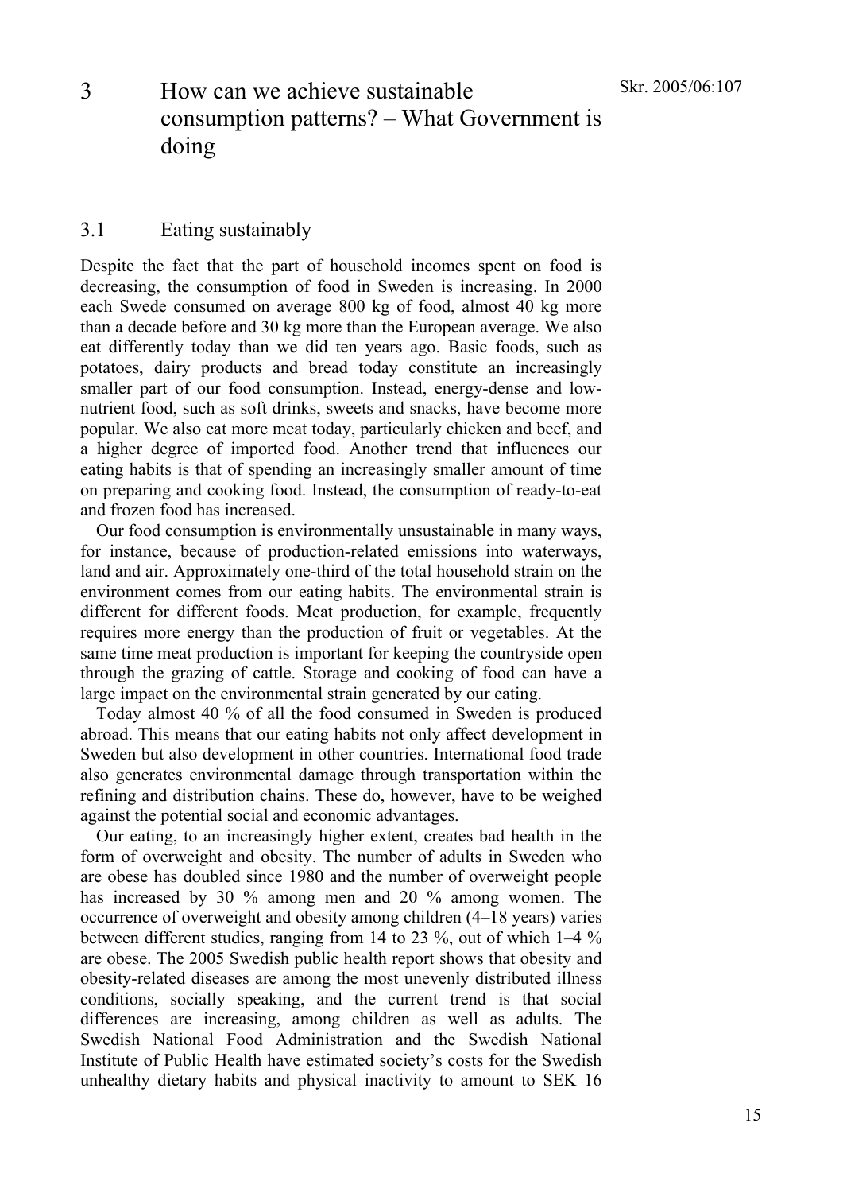# 3 How can we achieve sustainable consumption patterns? – What Government is doing

## 3.1 Eating sustainably

Despite the fact that the part of household incomes spent on food is decreasing, the consumption of food in Sweden is increasing. In 2000 each Swede consumed on average 800 kg of food, almost 40 kg more than a decade before and 30 kg more than the European average. We also eat differently today than we did ten years ago. Basic foods, such as potatoes, dairy products and bread today constitute an increasingly smaller part of our food consumption. Instead, energy-dense and low-nutrient food, such as soft drinks, sweets and snacks, have become more popular. We also eat more meat today, particularly chicken and beef, and a higher degree of imported food. Another trend that influences our eating habits is that of spending an increasingly smaller amount of time on preparing and cooking food. Instead, the consumption of ready-to-eat and frozen food has increased.

Our food consumption is environmentally unsustainable in many ways, for instance, because of production-related emissions into waterways, land and air. Approximately one-third of the total household strain on the environment comes from our eating habits. The environmental strain is different for different foods. Meat production, for example, frequently requires more energy than the production of fruit or vegetables. At the same time meat production is important for keeping the countryside open through the grazing of cattle. Storage and cooking of food can have a large impact on the environmental strain generated by our eating.

Today almost 40 % of all the food consumed in Sweden is produced abroad. This means that our eating habits not only affect development in Sweden but also development in other countries. International food trade also generates environmental damage through transportation within the refining and distribution chains. These do, however, have to be weighed against the potential social and economic advantages.

Our eating, to an increasingly higher extent, creates bad health in the form of overweight and obesity. The number of adults in Sweden who are obese has doubled since 1980 and the number of overweight people has increased by 30 % among men and 20 % among women. The occurrence of overweight and obesity among children (4–18 years) varies between different studies, ranging from 14 to 23 %, out of which 1–4 % are obese. The 2005 Swedish public health report shows that obesity and obesity-related diseases are among the most unevenly distributed illness conditions, socially speaking, and the current trend is that social differences are increasing, among children as well as adults. The Swedish National Food Administration and the Swedish National Institute of Public Health have estimated society's costs for the Swedish unhealthy dietary habits and physical inactivity to amount to SEK 16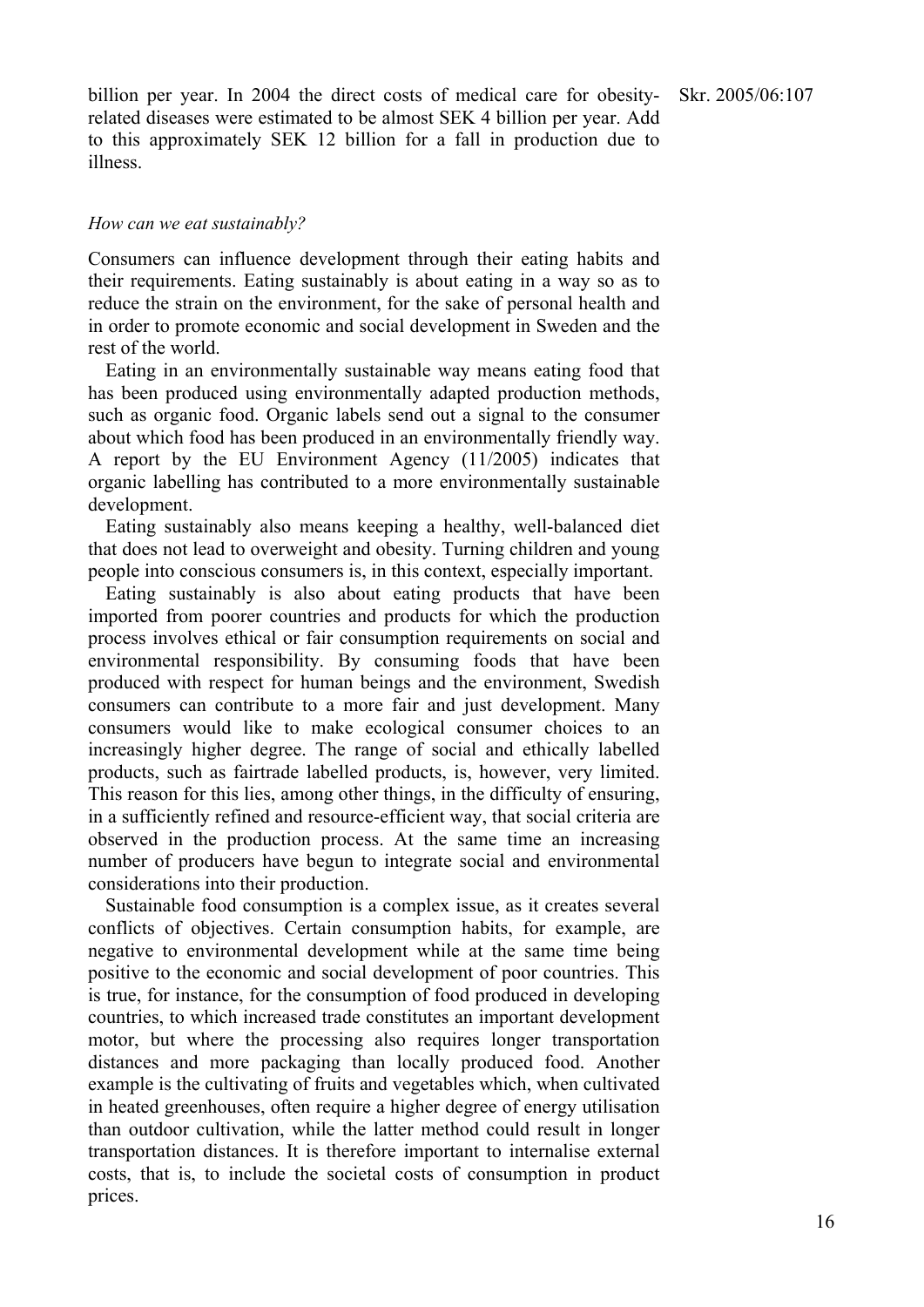billion per year. In 2004 the direct costs of medical care for obesity-related diseases were estimated to be almost SEK 4 billion per year. Add to this approximately SEK 12 billion for a fall in production due to illness.

*How can we eat sustainably?*

Consumers can influence development through their eating habits and their requirements. Eating sustainably is about eating in a way so as to reduce the strain on the environment, for the sake of personal health and in order to promote economic and social development in Sweden and the rest of the world.

Eating in an environmentally sustainable way means eating food that has been produced using environmentally adapted production methods, such as organic food. Organic labels send out a signal to the consumer about which food has been produced in an environmentally friendly way. A report by the EU Environment Agency (11/2005) indicates that organic labelling has contributed to a more environmentally sustainable development.

Eating sustainably also means keeping a healthy, well-balanced diet that does not lead to overweight and obesity. Turning children and young people into conscious consumers is, in this context, especially important.

Eating sustainably is also about eating products that have been imported from poorer countries and products for which the production process involves ethical or fair consumption requirements on social and environmental responsibility. By consuming foods that have been produced with respect for human beings and the environment, Swedish consumers can contribute to a more fair and just development. Many consumers would like to make ecological consumer choices to an increasingly higher degree. The range of social and ethically labelled products, such as fairtrade labelled products, is, however, very limited. This reason for this lies, among other things, in the difficulty of ensuring, in a sufficiently refined and resource-efficient way, that social criteria are observed in the production process. At the same time an increasing number of producers have begun to integrate social and environmental considerations into their production.

Sustainable food consumption is a complex issue, as it creates several conflicts of objectives. Certain consumption habits, for example, are negative to environmental development while at the same time being positive to the economic and social development of poor countries. This is true, for instance, for the consumption of food produced in developing countries, to which increased trade constitutes an important development motor, but where the processing also requires longer transportation distances and more packaging than locally produced food. Another example is the cultivating of fruits and vegetables which, when cultivated in heated greenhouses, often require a higher degree of energy utilisation than outdoor cultivation, while the latter method could result in longer transportation distances. It is therefore important to internalise external costs, that is, to include the societal costs of consumption in product prices.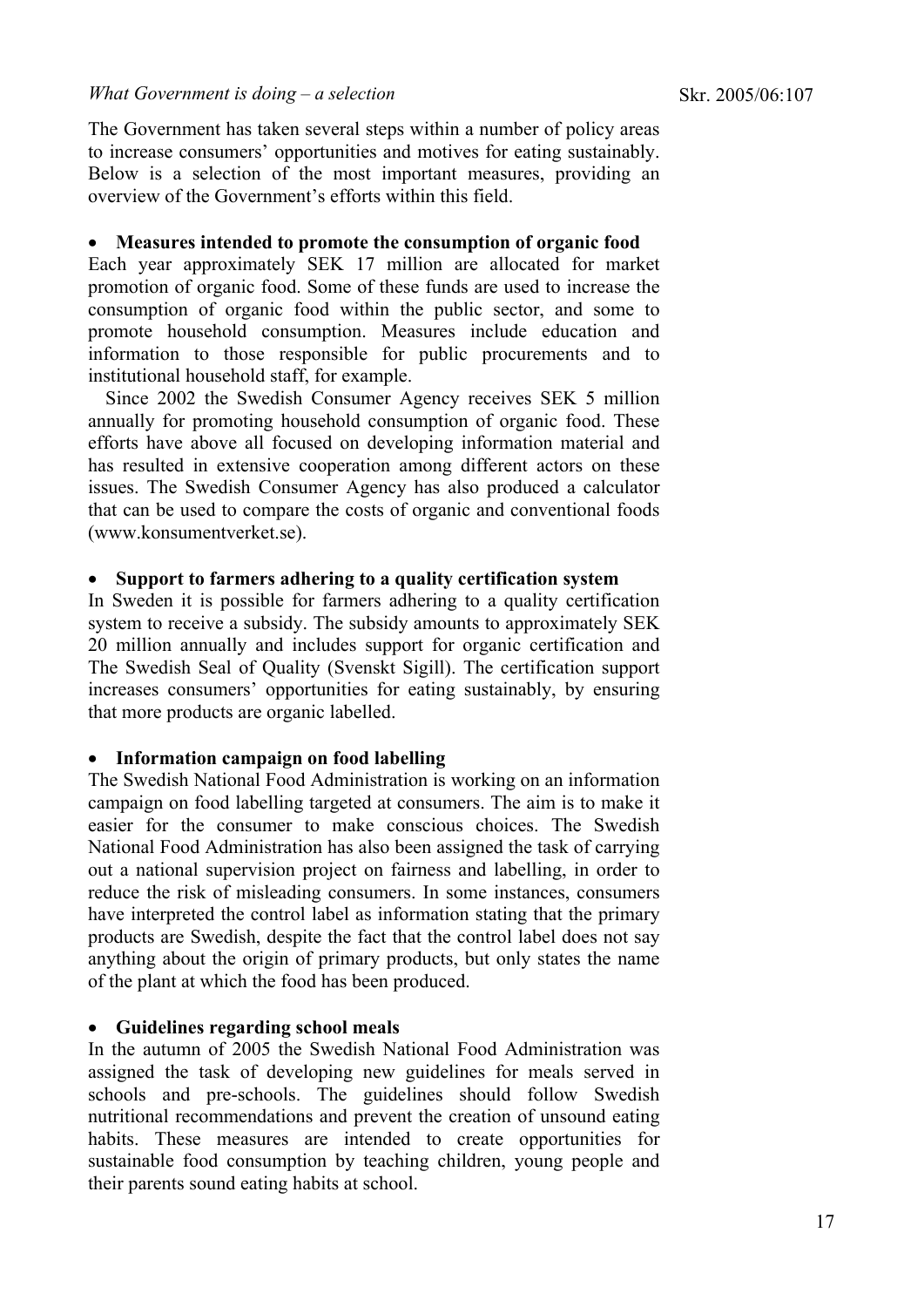### *What Government is doing – a selection*

The Government has taken several steps within a number of policy areas to increase consumers' opportunities and motives for eating sustainably. Below is a selection of the most important measures, providing an overview of the Government's efforts within this field.

- **Measures intended to promote the consumption of organic food**

Each year approximately SEK 17 million are allocated for market promotion of organic food. Some of these funds are used to increase the consumption of organic food within the public sector, and some to promote household consumption. Measures include education and information to those responsible for public procurements and to institutional household staff, for example.

Since 2002 the Swedish Consumer Agency receives SEK 5 million annually for promoting household consumption of organic food. These efforts have above all focused on developing information material and has resulted in extensive cooperation among different actors on these issues. The Swedish Consumer Agency has also produced a calculator that can be used to compare the costs of organic and conventional foods (www.konsumentverket.se).

- **Support to farmers adhering to a quality certification system**

In Sweden it is possible for farmers adhering to a quality certification system to receive a subsidy. The subsidy amounts to approximately SEK 20 million annually and includes support for organic certification and The Swedish Seal of Quality (Svenskt Sigill). The certification support increases consumers' opportunities for eating sustainably, by ensuring that more products are organic labelled.

- **Information campaign on food labelling**

The Swedish National Food Administration is working on an information campaign on food labelling targeted at consumers. The aim is to make it easier for the consumer to make conscious choices. The Swedish National Food Administration has also been assigned the task of carrying out a national supervision project on fairness and labelling, in order to reduce the risk of misleading consumers. In some instances, consumers have interpreted the control label as information stating that the primary products are Swedish, despite the fact that the control label does not say anything about the origin of primary products, but only states the name of the plant at which the food has been produced.

- **Guidelines regarding school meals**

In the autumn of 2005 the Swedish National Food Administration was assigned the task of developing new guidelines for meals served in schools and pre-schools. The guidelines should follow Swedish nutritional recommendations and prevent the creation of unsound eating habits. These measures are intended to create opportunities for sustainable food consumption by teaching children, young people and their parents sound eating habits at school.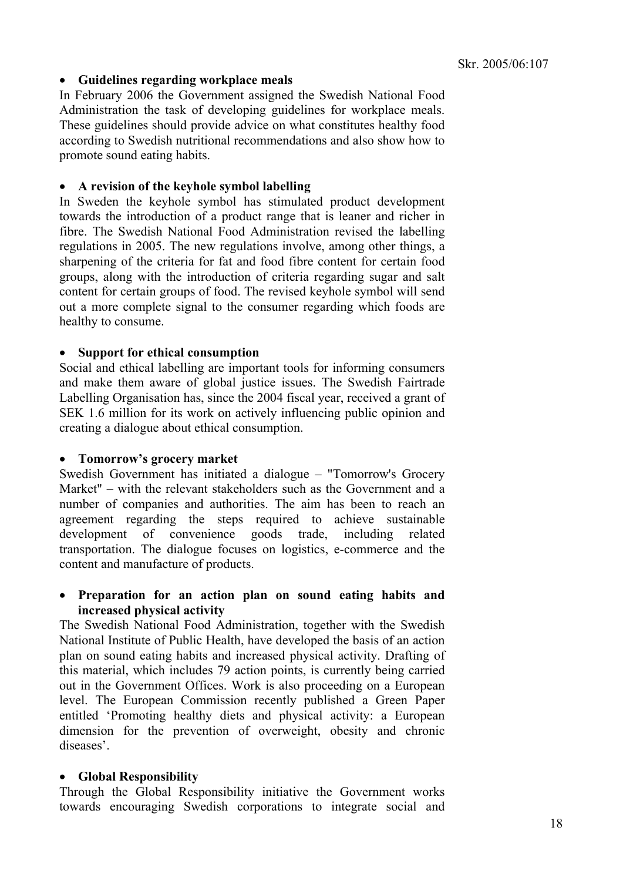- **Guidelines regarding workplace meals**

In February 2006 the Government assigned the Swedish National Food Administration the task of developing guidelines for workplace meals. These guidelines should provide advice on what constitutes healthy food according to Swedish nutritional recommendations and also show how to promote sound eating habits.

- **A revision of the keyhole symbol labelling**

In Sweden the keyhole symbol has stimulated product development towards the introduction of a product range that is leaner and richer in fibre. The Swedish National Food Administration revised the labelling regulations in 2005. The new regulations involve, among other things, a sharpening of the criteria for fat and food fibre content for certain food groups, along with the introduction of criteria regarding sugar and salt content for certain groups of food. The revised keyhole symbol will send out a more complete signal to the consumer regarding which foods are healthy to consume.

- **Support for ethical consumption**

Social and ethical labelling are important tools for informing consumers and make them aware of global justice issues. The Swedish Fairtrade Labelling Organisation has, since the 2004 fiscal year, received a grant of SEK 1.6 million for its work on actively influencing public opinion and creating a dialogue about ethical consumption.

- **Tomorrow's grocery market**

Swedish Government has initiated a dialogue – "Tomorrow's Grocery Market" – with the relevant stakeholders such as the Government and a number of companies and authorities. The aim has been to reach an agreement regarding the steps required to achieve sustainable development of convenience goods trade, including related transportation. The dialogue focuses on logistics, e-commerce and the content and manufacture of products.

- **Preparation for an action plan on sound eating habits and increased physical activity**

The Swedish National Food Administration, together with the Swedish National Institute of Public Health, have developed the basis of an action plan on sound eating habits and increased physical activity. Drafting of this material, which includes 79 action points, is currently being carried out in the Government Offices. Work is also proceeding on a European level. The European Commission recently published a Green Paper entitled 'Promoting healthy diets and physical activity: a European dimension for the prevention of overweight, obesity and chronic diseases'.

- **Global Responsibility**

Through the Global Responsibility initiative the Government works towards encouraging Swedish corporations to integrate social and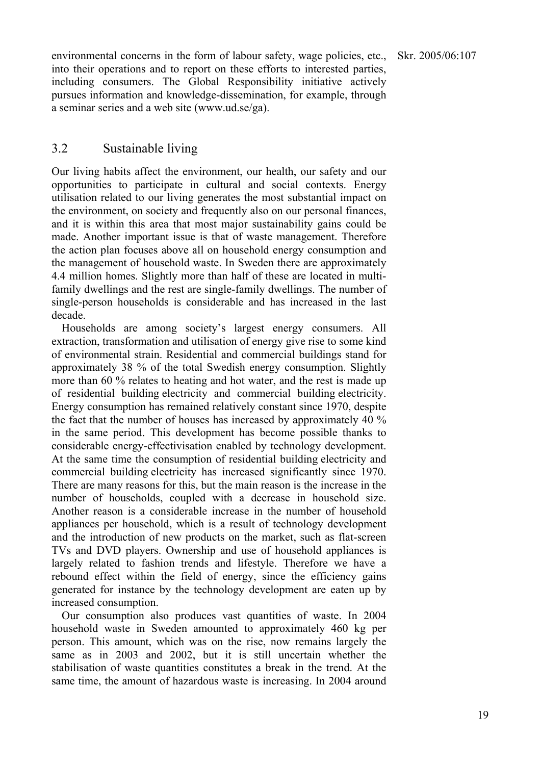environmental concerns in the form of labour safety, wage policies, etc., into their operations and to report on these efforts to interested parties, including consumers. The Global Responsibility initiative actively pursues information and knowledge-dissemination, for example, through a seminar series and a web site (www.ud.se/ga).

## 3.2 Sustainable living

Our living habits affect the environment, our health, our safety and our opportunities to participate in cultural and social contexts. Energy utilisation related to our living generates the most substantial impact on the environment, on society and frequently also on our personal finances, and it is within this area that most major sustainability gains could be made. Another important issue is that of waste management. Therefore the action plan focuses above all on household energy consumption and the management of household waste. In Sweden there are approximately 4.4 million homes. Slightly more than half of these are located in multi-family dwellings and the rest are single-family dwellings. The number of single-person households is considerable and has increased in the last decade.

Households are among society's largest energy consumers. All extraction, transformation and utilisation of energy give rise to some kind of environmental strain. Residential and commercial buildings stand for approximately 38 % of the total Swedish energy consumption. Slightly more than 60 % relates to heating and hot water, and the rest is made up of residential building electricity and commercial building electricity. Energy consumption has remained relatively constant since 1970, despite the fact that the number of houses has increased by approximately 40 % in the same period. This development has become possible thanks to considerable energy-effectivisation enabled by technology development. At the same time the consumption of residential building electricity and commercial building electricity has increased significantly since 1970. There are many reasons for this, but the main reason is the increase in the number of households, coupled with a decrease in household size. Another reason is a considerable increase in the number of household appliances per household, which is a result of technology development and the introduction of new products on the market, such as flat-screen TVs and DVD players. Ownership and use of household appliances is largely related to fashion trends and lifestyle. Therefore we have a rebound effect within the field of energy, since the efficiency gains generated for instance by the technology development are eaten up by increased consumption.

Our consumption also produces vast quantities of waste. In 2004 household waste in Sweden amounted to approximately 460 kg per person. This amount, which was on the rise, now remains largely the same as in 2003 and 2002, but it is still uncertain whether the stabilisation of waste quantities constitutes a break in the trend. At the same time, the amount of hazardous waste is increasing. In 2004 around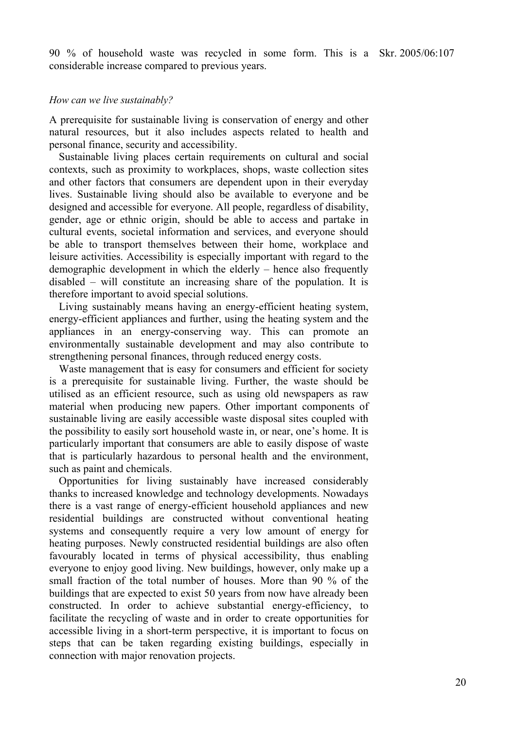90 % of household waste was recycled in some form. This is a considerable increase compared to previous years.

*How can we live sustainably?*

A prerequisite for sustainable living is conservation of energy and other natural resources, but it also includes aspects related to health and personal finance, security and accessibility.

Sustainable living places certain requirements on cultural and social contexts, such as proximity to workplaces, shops, waste collection sites and other factors that consumers are dependent upon in their everyday lives. Sustainable living should also be available to everyone and be designed and accessible for everyone. All people, regardless of disability, gender, age or ethnic origin, should be able to access and partake in cultural events, societal information and services, and everyone should be able to transport themselves between their home, workplace and leisure activities. Accessibility is especially important with regard to the demographic development in which the elderly – hence also frequently disabled – will constitute an increasing share of the population. It is therefore important to avoid special solutions.

Living sustainably means having an energy-efficient heating system, energy-efficient appliances and further, using the heating system and the appliances in an energy-conserving way. This can promote an environmentally sustainable development and may also contribute to strengthening personal finances, through reduced energy costs.

Waste management that is easy for consumers and efficient for society is a prerequisite for sustainable living. Further, the waste should be utilised as an efficient resource, such as using old newspapers as raw material when producing new papers. Other important components of sustainable living are easily accessible waste disposal sites coupled with the possibility to easily sort household waste in, or near, one's home. It is particularly important that consumers are able to easily dispose of waste that is particularly hazardous to personal health and the environment, such as paint and chemicals.

Opportunities for living sustainably have increased considerably thanks to increased knowledge and technology developments. Nowadays there is a vast range of energy-efficient household appliances and new residential buildings are constructed without conventional heating systems and consequently require a very low amount of energy for heating purposes. Newly constructed residential buildings are also often favourably located in terms of physical accessibility, thus enabling everyone to enjoy good living. New buildings, however, only make up a small fraction of the total number of houses. More than 90 % of the buildings that are expected to exist 50 years from now have already been constructed. In order to achieve substantial energy-efficiency, to facilitate the recycling of waste and in order to create opportunities for accessible living in a short-term perspective, it is important to focus on steps that can be taken regarding existing buildings, especially in connection with major renovation projects.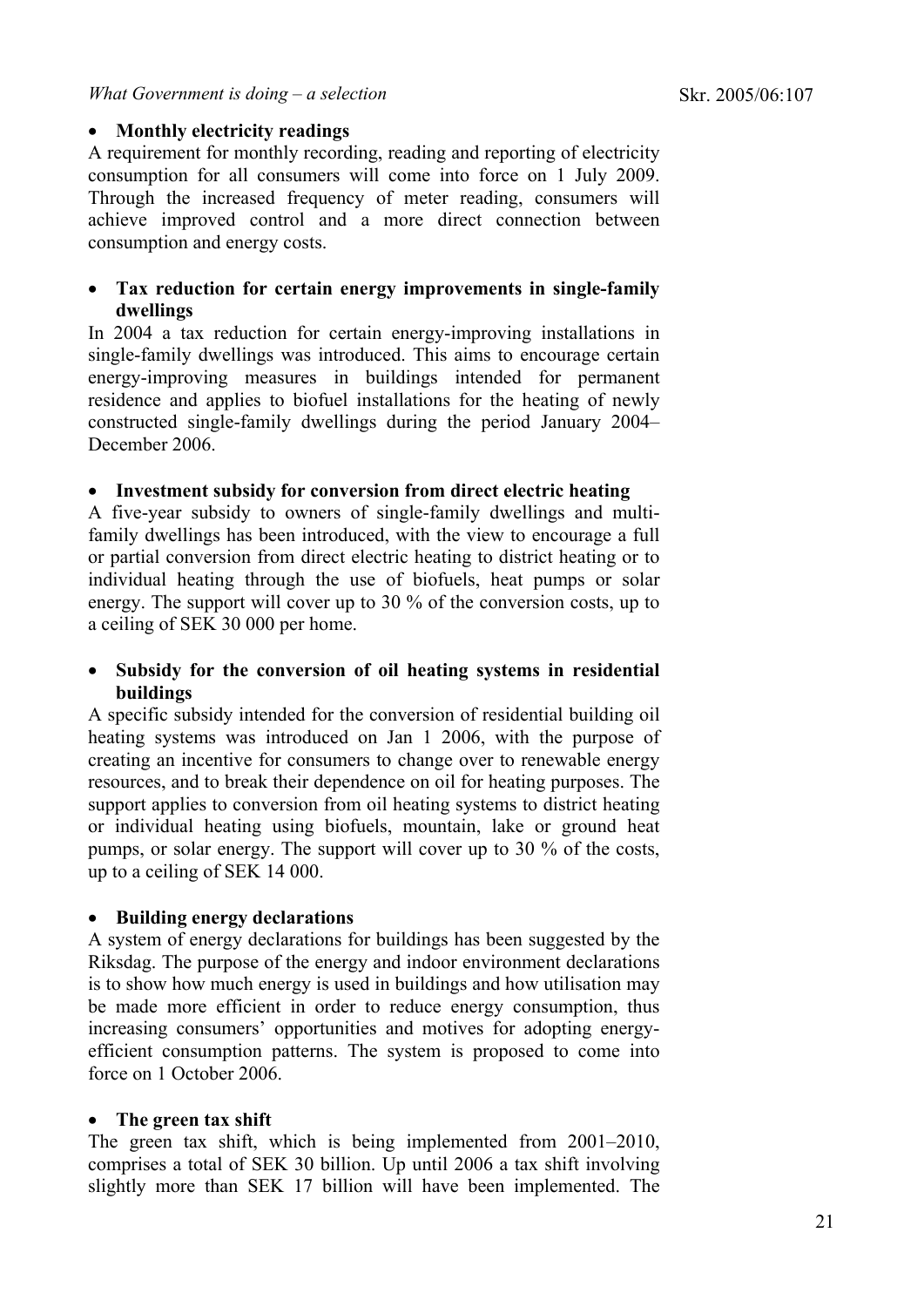- **Monthly electricity readings**

A requirement for monthly recording, reading and reporting of electricity consumption for all consumers will come into force on 1 July 2009. Through the increased frequency of meter reading, consumers will achieve improved control and a more direct connection between consumption and energy costs.

- **Tax reduction for certain energy improvements in single-family dwellings**

In 2004 a tax reduction for certain energy-improving installations in single-family dwellings was introduced. This aims to encourage certain energy-improving measures in buildings intended for permanent residence and applies to biofuel installations for the heating of newly constructed single-family dwellings during the period January 2004–December 2006.

- **Investment subsidy for conversion from direct electric heating**

A five-year subsidy to owners of single-family dwellings and multi-family dwellings has been introduced, with the view to encourage a full or partial conversion from direct electric heating to district heating or to individual heating through the use of biofuels, heat pumps or solar energy. The support will cover up to 30 % of the conversion costs, up to a ceiling of SEK 30 000 per home.

- **Subsidy for the conversion of oil heating systems in residential buildings**

A specific subsidy intended for the conversion of residential building oil heating systems was introduced on Jan 1 2006, with the purpose of creating an incentive for consumers to change over to renewable energy resources, and to break their dependence on oil for heating purposes. The support applies to conversion from oil heating systems to district heating or individual heating using biofuels, mountain, lake or ground heat pumps, or solar energy. The support will cover up to 30 % of the costs, up to a ceiling of SEK 14 000.

- **Building energy declarations**

A system of energy declarations for buildings has been suggested by the Riksdag. The purpose of the energy and indoor environment declarations is to show how much energy is used in buildings and how utilisation may be made more efficient in order to reduce energy consumption, thus increasing consumers' opportunities and motives for adopting energy-efficient consumption patterns. The system is proposed to come into force on 1 October 2006.

- **The green tax shift**

The green tax shift, which is being implemented from 2001–2010, comprises a total of SEK 30 billion. Up until 2006 a tax shift involving slightly more than SEK 17 billion will have been implemented. The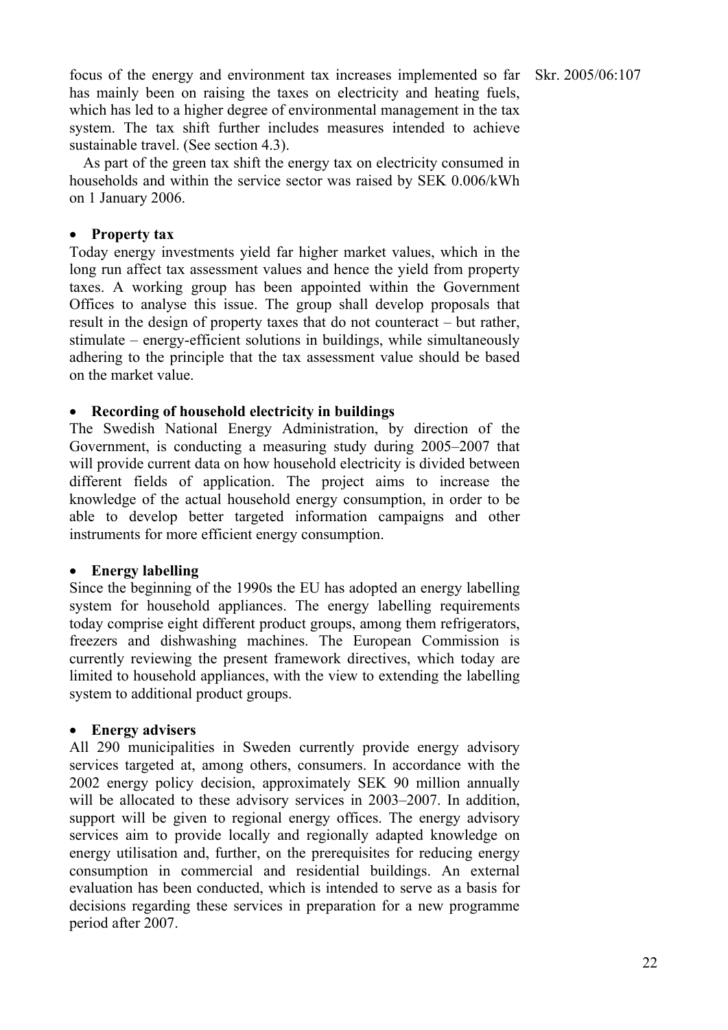focus of the energy and environment tax increases implemented so far has mainly been on raising the taxes on electricity and heating fuels, which has led to a higher degree of environmental management in the tax system. The tax shift further includes measures intended to achieve sustainable travel. (See section 4.3).

As part of the green tax shift the energy tax on electricity consumed in households and within the service sector was raised by SEK 0.006/kWh on 1 January 2006.

- **Property tax**

Today energy investments yield far higher market values, which in the long run affect tax assessment values and hence the yield from property taxes. A working group has been appointed within the Government Offices to analyse this issue. The group shall develop proposals that result in the design of property taxes that do not counteract – but rather, stimulate – energy-efficient solutions in buildings, while simultaneously adhering to the principle that the tax assessment value should be based on the market value.

- **Recording of household electricity in buildings**

The Swedish National Energy Administration, by direction of the Government, is conducting a measuring study during 2005–2007 that will provide current data on how household electricity is divided between different fields of application. The project aims to increase the knowledge of the actual household energy consumption, in order to be able to develop better targeted information campaigns and other instruments for more efficient energy consumption.

- **Energy labelling**

Since the beginning of the 1990s the EU has adopted an energy labelling system for household appliances. The energy labelling requirements today comprise eight different product groups, among them refrigerators, freezers and dishwashing machines. The European Commission is currently reviewing the present framework directives, which today are limited to household appliances, with the view to extending the labelling system to additional product groups.

- **Energy advisers**

All 290 municipalities in Sweden currently provide energy advisory services targeted at, among others, consumers. In accordance with the 2002 energy policy decision, approximately SEK 90 million annually will be allocated to these advisory services in 2003–2007. In addition, support will be given to regional energy offices. The energy advisory services aim to provide locally and regionally adapted knowledge on energy utilisation and, further, on the prerequisites for reducing energy consumption in commercial and residential buildings. An external evaluation has been conducted, which is intended to serve as a basis for decisions regarding these services in preparation for a new programme period after 2007.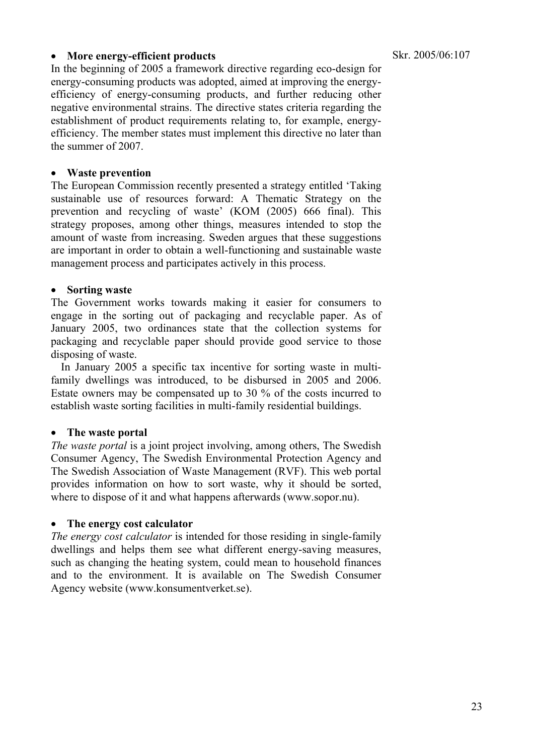- **More energy-efficient products**

In the beginning of 2005 a framework directive regarding eco-design for energy-consuming products was adopted, aimed at improving the energy-efficiency of energy-consuming products, and further reducing other negative environmental strains. The directive states criteria regarding the establishment of product requirements relating to, for example, energy-efficiency. The member states must implement this directive no later than the summer of 2007.

- **Waste prevention**

The European Commission recently presented a strategy entitled 'Taking sustainable use of resources forward: A Thematic Strategy on the prevention and recycling of waste' (KOM (2005) 666 final). This strategy proposes, among other things, measures intended to stop the amount of waste from increasing. Sweden argues that these suggestions are important in order to obtain a well-functioning and sustainable waste management process and participates actively in this process.

- **Sorting waste**

The Government works towards making it easier for consumers to engage in the sorting out of packaging and recyclable paper. As of January 2005, two ordinances state that the collection systems for packaging and recyclable paper should provide good service to those disposing of waste.

In January 2005 a specific tax incentive for sorting waste in multi-family dwellings was introduced, to be disbursed in 2005 and 2006. Estate owners may be compensated up to 30 % of the costs incurred to establish waste sorting facilities in multi-family residential buildings.

- **The waste portal**

*The waste portal* is a joint project involving, among others, The Swedish Consumer Agency, The Swedish Environmental Protection Agency and The Swedish Association of Waste Management (RVF). This web portal provides information on how to sort waste, why it should be sorted, where to dispose of it and what happens afterwards (www.sopor.nu).

- **The energy cost calculator**

*The energy cost calculator* is intended for those residing in single-family dwellings and helps them see what different energy-saving measures, such as changing the heating system, could mean to household finances and to the environment. It is available on The Swedish Consumer Agency website (www.konsumentverket.se).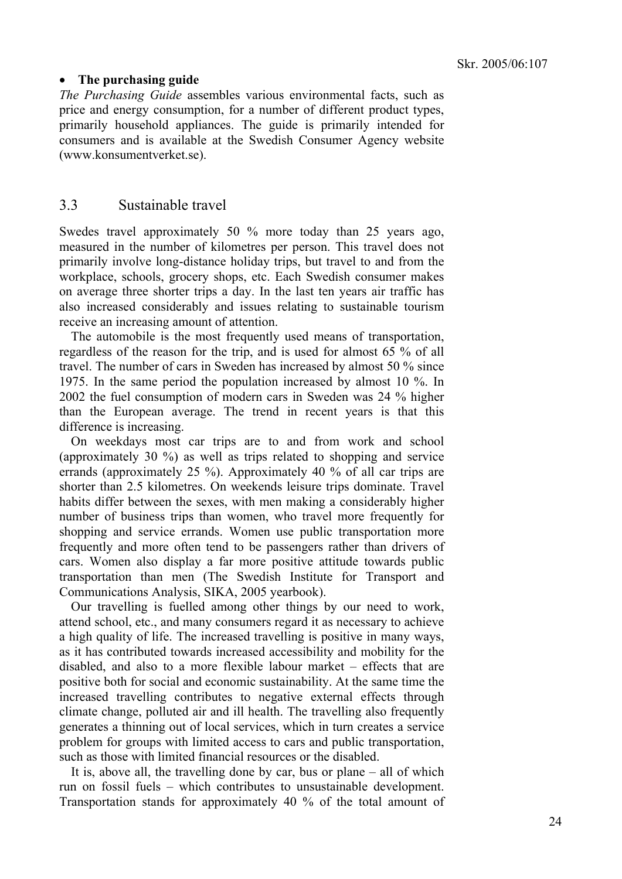- **The purchasing guide**

*The Purchasing Guide* assembles various environmental facts, such as price and energy consumption, for a number of different product types, primarily household appliances. The guide is primarily intended for consumers and is available at the Swedish Consumer Agency website (www.konsumentverket.se).

## 3.3 Sustainable travel

Swedes travel approximately 50 % more today than 25 years ago, measured in the number of kilometres per person. This travel does not primarily involve long-distance holiday trips, but travel to and from the workplace, schools, grocery shops, etc. Each Swedish consumer makes on average three shorter trips a day. In the last ten years air traffic has also increased considerably and issues relating to sustainable tourism receive an increasing amount of attention.

The automobile is the most frequently used means of transportation, regardless of the reason for the trip, and is used for almost 65 % of all travel. The number of cars in Sweden has increased by almost 50 % since 1975. In the same period the population increased by almost 10 %. In 2002 the fuel consumption of modern cars in Sweden was 24 % higher than the European average. The trend in recent years is that this difference is increasing.

On weekdays most car trips are to and from work and school (approximately 30 %) as well as trips related to shopping and service errands (approximately 25 %). Approximately 40 % of all car trips are shorter than 2.5 kilometres. On weekends leisure trips dominate. Travel habits differ between the sexes, with men making a considerably higher number of business trips than women, who travel more frequently for shopping and service errands. Women use public transportation more frequently and more often tend to be passengers rather than drivers of cars. Women also display a far more positive attitude towards public transportation than men (The Swedish Institute for Transport and Communications Analysis, SIKA, 2005 yearbook).

Our travelling is fuelled among other things by our need to work, attend school, etc., and many consumers regard it as necessary to achieve a high quality of life. The increased travelling is positive in many ways, as it has contributed towards increased accessibility and mobility for the disabled, and also to a more flexible labour market – effects that are positive both for social and economic sustainability. At the same time the increased travelling contributes to negative external effects through climate change, polluted air and ill health. The travelling also frequently generates a thinning out of local services, which in turn creates a service problem for groups with limited access to cars and public transportation, such as those with limited financial resources or the disabled.

It is, above all, the travelling done by car, bus or plane – all of which run on fossil fuels – which contributes to unsustainable development. Transportation stands for approximately 40 % of the total amount of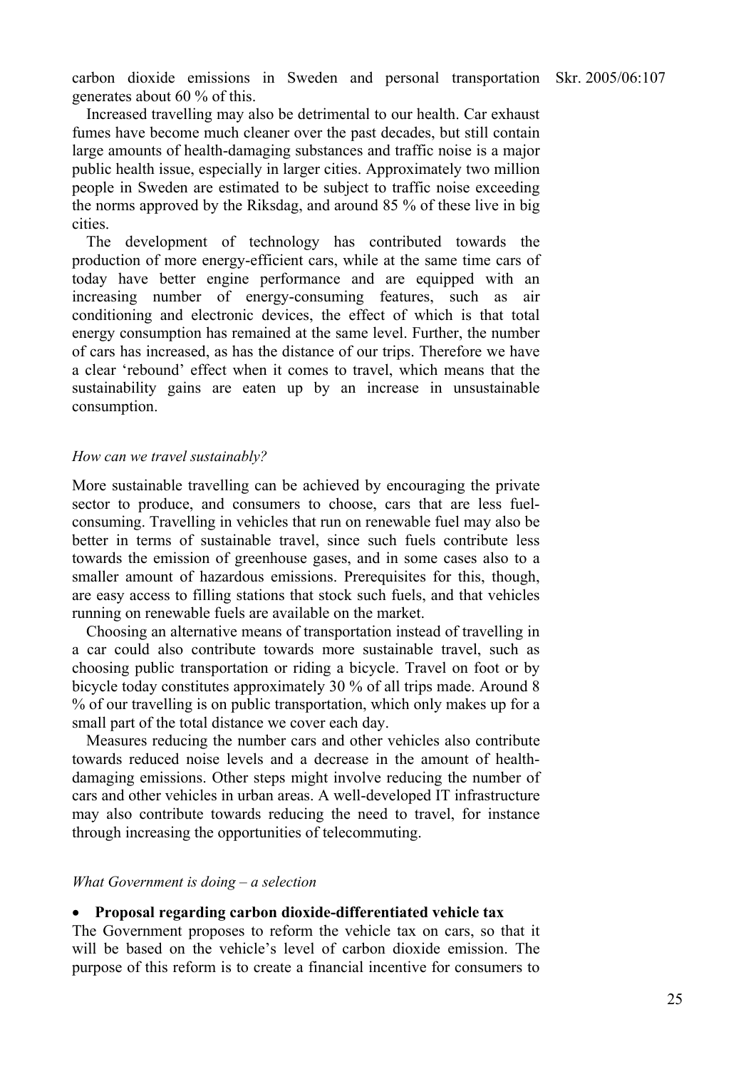carbon dioxide emissions in Sweden and personal transportation generates about 60 % of this.

Increased travelling may also be detrimental to our health. Car exhaust fumes have become much cleaner over the past decades, but still contain large amounts of health-damaging substances and traffic noise is a major public health issue, especially in larger cities. Approximately two million people in Sweden are estimated to be subject to traffic noise exceeding the norms approved by the Riksdag, and around 85 % of these live in big cities.

The development of technology has contributed towards the production of more energy-efficient cars, while at the same time cars of today have better engine performance and are equipped with an increasing number of energy-consuming features, such as air conditioning and electronic devices, the effect of which is that total energy consumption has remained at the same level. Further, the number of cars has increased, as has the distance of our trips. Therefore we have a clear 'rebound' effect when it comes to travel, which means that the sustainability gains are eaten up by an increase in unsustainable consumption.

*How can we travel sustainably?*

More sustainable travelling can be achieved by encouraging the private sector to produce, and consumers to choose, cars that are less fuel-consuming. Travelling in vehicles that run on renewable fuel may also be better in terms of sustainable travel, since such fuels contribute less towards the emission of greenhouse gases, and in some cases also to a smaller amount of hazardous emissions. Prerequisites for this, though, are easy access to filling stations that stock such fuels, and that vehicles running on renewable fuels are available on the market.

Choosing an alternative means of transportation instead of travelling in a car could also contribute towards more sustainable travel, such as choosing public transportation or riding a bicycle. Travel on foot or by bicycle today constitutes approximately 30 % of all trips made. Around 8 % of our travelling is on public transportation, which only makes up for a small part of the total distance we cover each day.

Measures reducing the number cars and other vehicles also contribute towards reduced noise levels and a decrease in the amount of health-damaging emissions. Other steps might involve reducing the number of cars and other vehicles in urban areas. A well-developed IT infrastructure may also contribute towards reducing the need to travel, for instance through increasing the opportunities of telecommuting.

*What Government is doing – a selection*

- **Proposal regarding carbon dioxide-differentiated vehicle tax**

The Government proposes to reform the vehicle tax on cars, so that it will be based on the vehicle's level of carbon dioxide emission. The purpose of this reform is to create a financial incentive for consumers to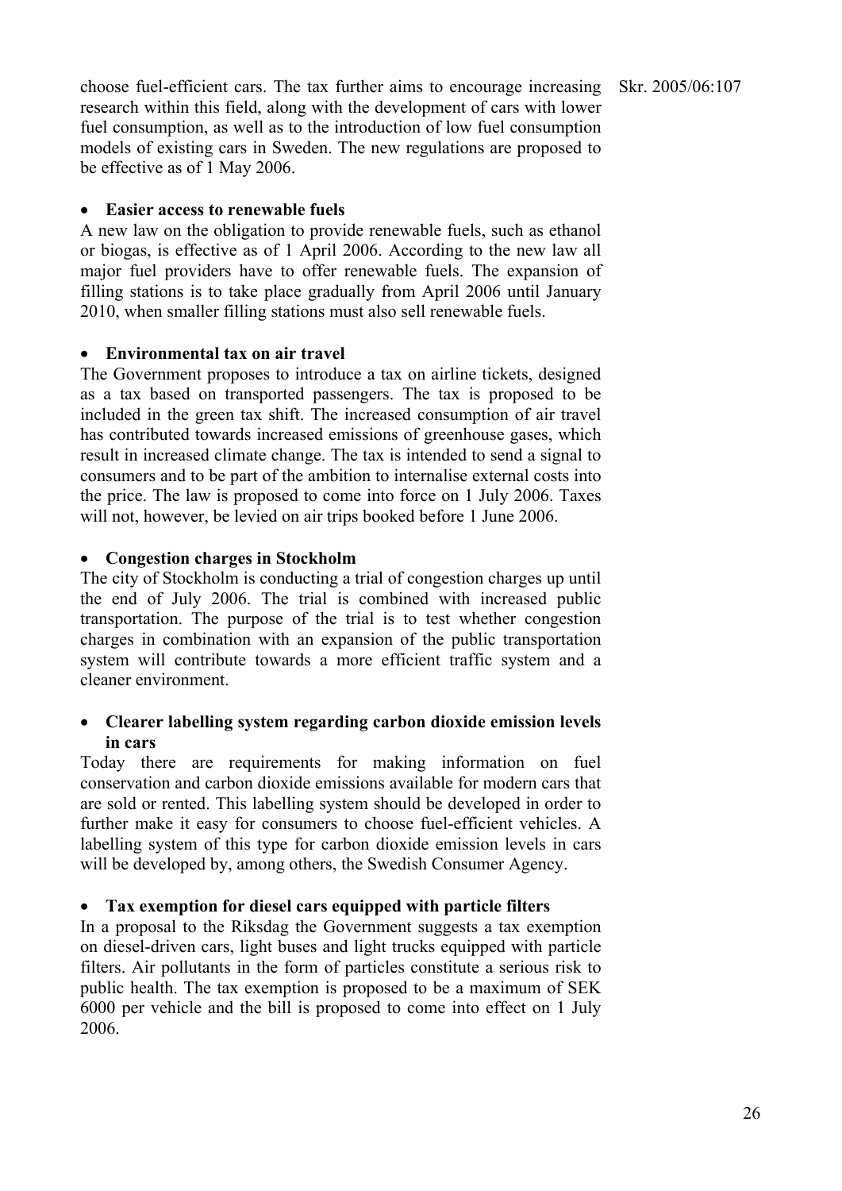choose fuel-efficient cars. The tax further aims to encourage increasing research within this field, along with the development of cars with lower fuel consumption, as well as to the introduction of low fuel consumption models of existing cars in Sweden. The new regulations are proposed to be effective as of 1 May 2006.

- **Easier access to renewable fuels**

A new law on the obligation to provide renewable fuels, such as ethanol or biogas, is effective as of 1 April 2006. According to the new law all major fuel providers have to offer renewable fuels. The expansion of filling stations is to take place gradually from April 2006 until January 2010, when smaller filling stations must also sell renewable fuels.

- **Environmental tax on air travel**

The Government proposes to introduce a tax on airline tickets, designed as a tax based on transported passengers. The tax is proposed to be included in the green tax shift. The increased consumption of air travel has contributed towards increased emissions of greenhouse gases, which result in increased climate change. The tax is intended to send a signal to consumers and to be part of the ambition to internalise external costs into the price. The law is proposed to come into force on 1 July 2006. Taxes will not, however, be levied on air trips booked before 1 June 2006.

- **Congestion charges in Stockholm**

The city of Stockholm is conducting a trial of congestion charges up until the end of July 2006. The trial is combined with increased public transportation. The purpose of the trial is to test whether congestion charges in combination with an expansion of the public transportation system will contribute towards a more efficient traffic system and a cleaner environment.

- **Clearer labelling system regarding carbon dioxide emission levels in cars**

Today there are requirements for making information on fuel conservation and carbon dioxide emissions available for modern cars that are sold or rented. This labelling system should be developed in order to further make it easy for consumers to choose fuel-efficient vehicles. A labelling system of this type for carbon dioxide emission levels in cars will be developed by, among others, the Swedish Consumer Agency.

- **Tax exemption for diesel cars equipped with particle filters**

In a proposal to the Riksdag the Government suggests a tax exemption on diesel-driven cars, light buses and light trucks equipped with particle filters. Air pollutants in the form of particles constitute a serious risk to public health. The tax exemption is proposed to be a maximum of SEK 6000 per vehicle and the bill is proposed to come into effect on 1 July 2006.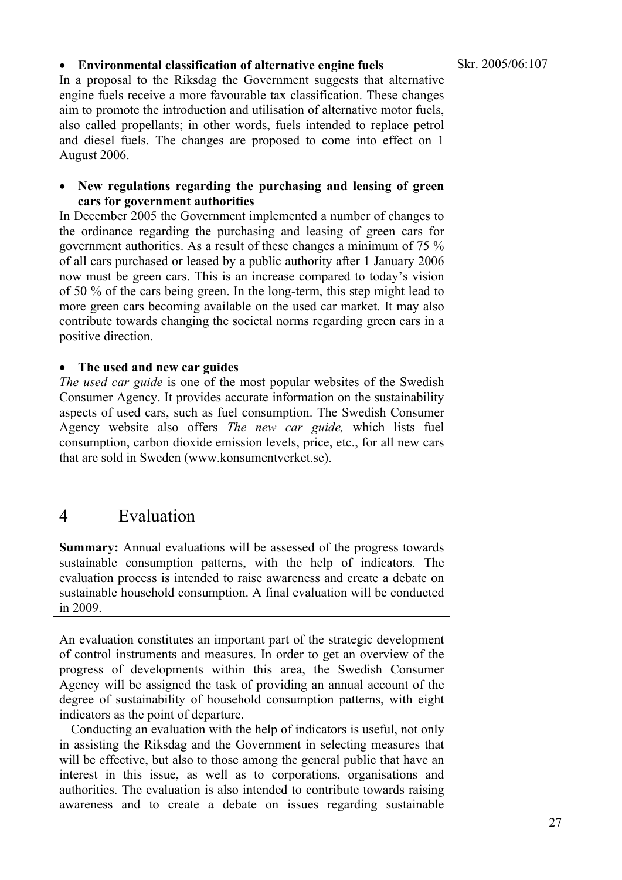- **Environmental classification of alternative engine fuels**

In a proposal to the Riksdag the Government suggests that alternative engine fuels receive a more favourable tax classification. These changes aim to promote the introduction and utilisation of alternative motor fuels, also called propellants; in other words, fuels intended to replace petrol and diesel fuels. The changes are proposed to come into effect on 1 August 2006.

- **New regulations regarding the purchasing and leasing of green cars for government authorities**

In December 2005 the Government implemented a number of changes to the ordinance regarding the purchasing and leasing of green cars for government authorities. As a result of these changes a minimum of 75 % of all cars purchased or leased by a public authority after 1 January 2006 now must be green cars. This is an increase compared to today's vision of 50 % of the cars being green. In the long-term, this step might lead to more green cars becoming available on the used car market. It may also contribute towards changing the societal norms regarding green cars in a positive direction.

- **The used and new car guides**

*The used car guide* is one of the most popular websites of the Swedish Consumer Agency. It provides accurate information on the sustainability aspects of used cars, such as fuel consumption. The Swedish Consumer Agency website also offers *The new car guide,* which lists fuel consumption, carbon dioxide emission levels, price, etc., for all new cars that are sold in Sweden (www.konsumentverket.se).

# 4 Evaluation

**Summary:** Annual evaluations will be assessed of the progress towards sustainable consumption patterns, with the help of indicators. The evaluation process is intended to raise awareness and create a debate on sustainable household consumption. A final evaluation will be conducted in 2009.

An evaluation constitutes an important part of the strategic development of control instruments and measures. In order to get an overview of the progress of developments within this area, the Swedish Consumer Agency will be assigned the task of providing an annual account of the degree of sustainability of household consumption patterns, with eight indicators as the point of departure.

Conducting an evaluation with the help of indicators is useful, not only in assisting the Riksdag and the Government in selecting measures that will be effective, but also to those among the general public that have an interest in this issue, as well as to corporations, organisations and authorities. The evaluation is also intended to contribute towards raising awareness and to create a debate on issues regarding sustainable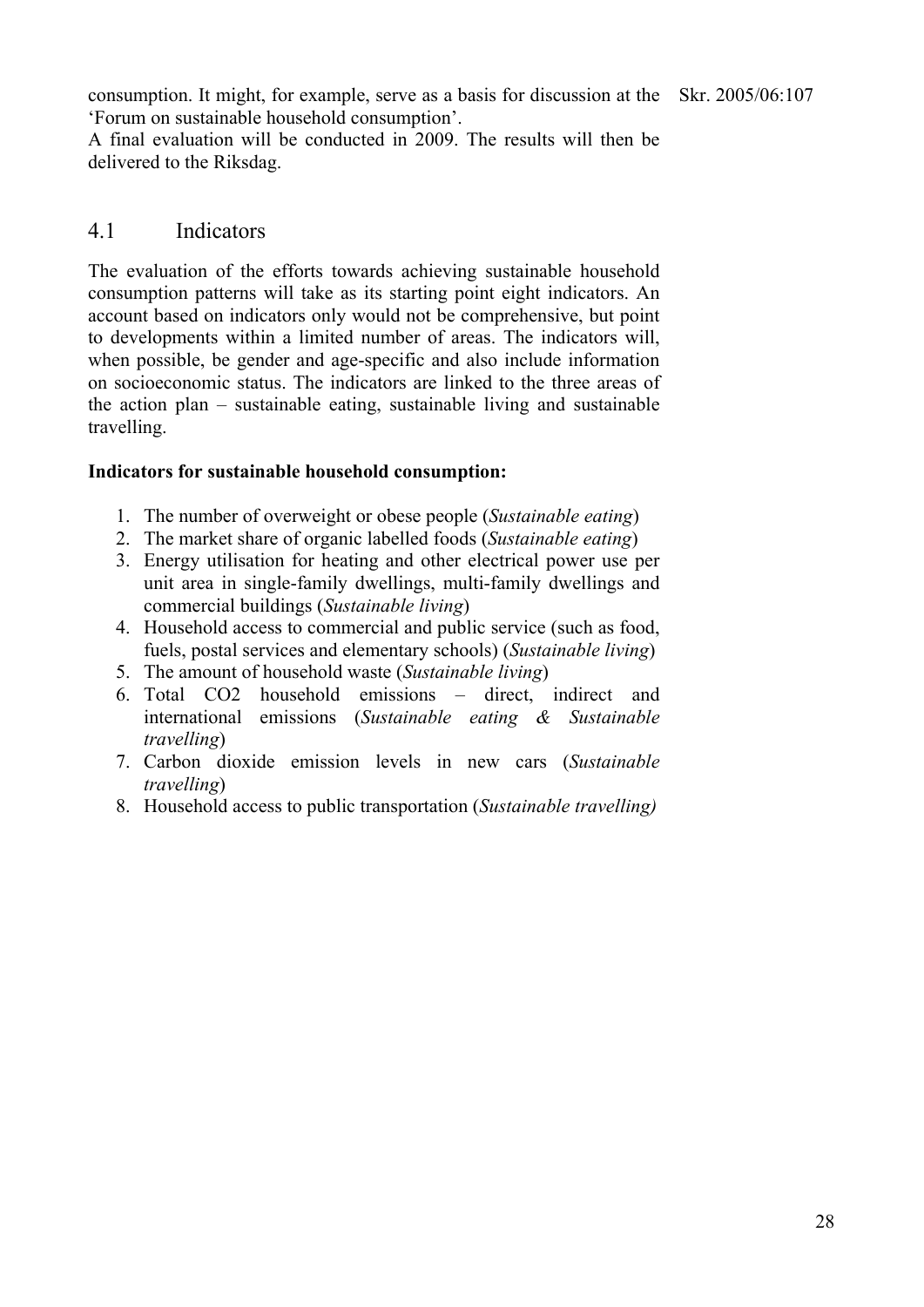consumption. It might, for example, serve as a basis for discussion at the 'Forum on sustainable household consumption'.
A final evaluation will be conducted in 2009. The results will then be delivered to the Riksdag.

## 4.1 Indicators

The evaluation of the efforts towards achieving sustainable household consumption patterns will take as its starting point eight indicators. An account based on indicators only would not be comprehensive, but point to developments within a limited number of areas. The indicators will, when possible, be gender and age-specific and also include information on socioeconomic status. The indicators are linked to the three areas of the action plan – sustainable eating, sustainable living and sustainable travelling.

**Indicators for sustainable household consumption:**

1. The number of overweight or obese people (*Sustainable eating*)
2. The market share of organic labelled foods (*Sustainable eating*)
3. Energy utilisation for heating and other electrical power use per unit area in single-family dwellings, multi-family dwellings and commercial buildings (*Sustainable living*)
4. Household access to commercial and public service (such as food, fuels, postal services and elementary schools) (*Sustainable living*)
5. The amount of household waste (*Sustainable living*)
6. Total CO2 household emissions – direct, indirect and international emissions (*Sustainable eating & Sustainable travelling*)
7. Carbon dioxide emission levels in new cars (*Sustainable travelling*)
8. Household access to public transportation (*Sustainable travelling)*